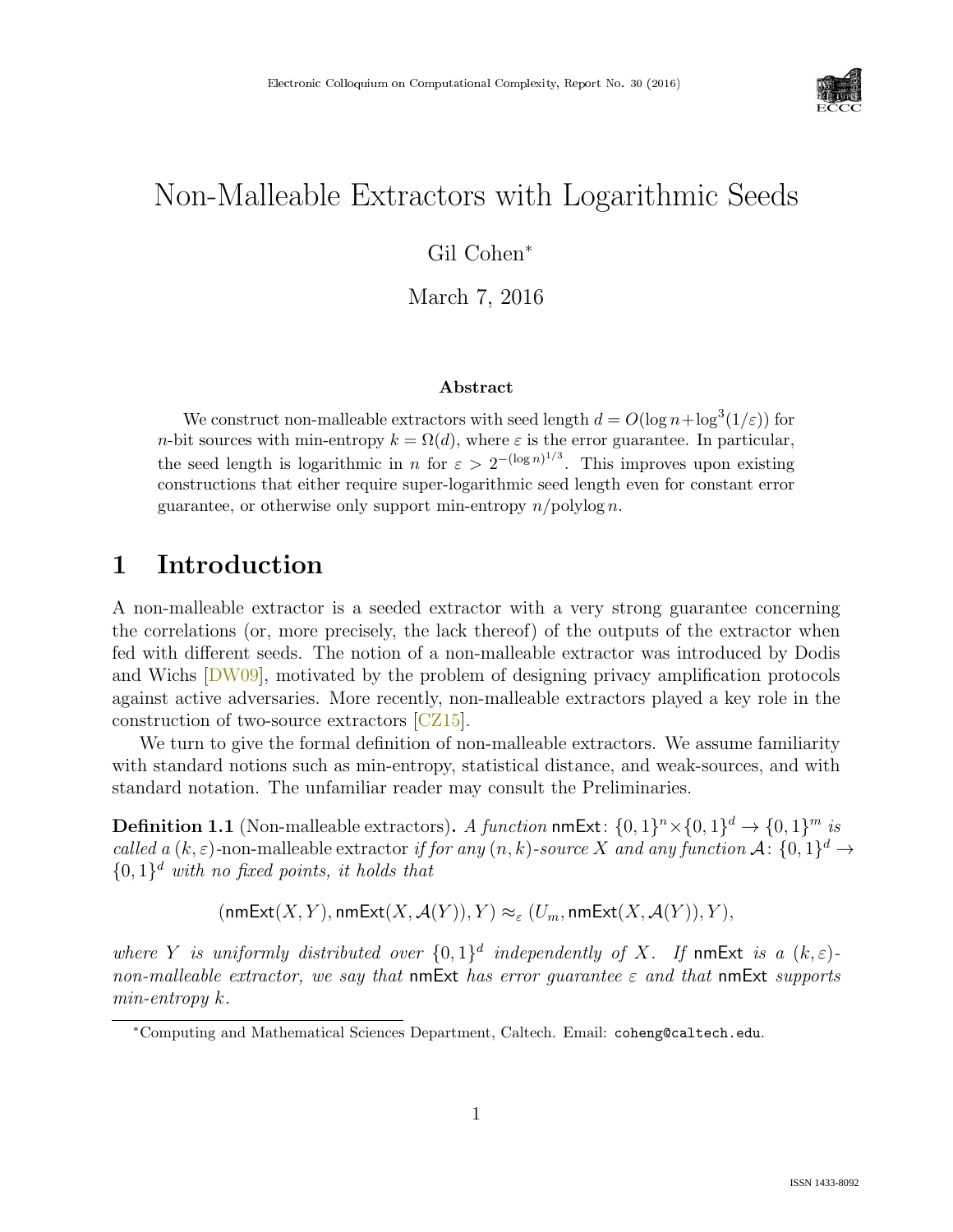# Non-Malleable Extractors with Logarithmic Seeds

Gil Cohen*

March 7, 2016

### Abstract

We construct non-malleable extractors with seed length $d = O(\log n + \log^3(1/\varepsilon))$ for $n$-bit sources with min-entropy $k = \Omega(d)$, where $\varepsilon$ is the error guarantee. In particular, the seed length is logarithmic in $n$ for $\varepsilon > 2^{-(\log n)^{1/3}}$. This improves upon existing constructions that either require super-logarithmic seed length even for constant error guarantee, or otherwise only support min-entropy $n/\text{polylog}\, n$.

## 1 Introduction

A non-malleable extractor is a seeded extractor with a very strong guarantee concerning the correlations (or, more precisely, the lack thereof) of the outputs of the extractor when fed with different seeds. The notion of a non-malleable extractor was introduced by Dodis and Wichs [DW09], motivated by the problem of designing privacy amplification protocols against active adversaries. More recently, non-malleable extractors played a key role in the construction of two-source extractors [CZ15].

We turn to give the formal definition of non-malleable extractors. We assume familiarity with standard notions such as min-entropy, statistical distance, and weak-sources, and with standard notation. The unfamiliar reader may consult the Preliminaries.

**Definition 1.1** (Non-malleable extractors)**.** *A function* $\mathsf{nmExt} \colon \{0,1\}^n \times \{0,1\}^d \to \{0,1\}^m$ *is called a* $(k, \varepsilon)$-non-malleable extractor *if for any* $(n,k)$*-source* $X$ *and any function* $\mathcal{A} \colon \{0,1\}^d \to \{0,1\}^d$ *with no fixed points, it holds that*

$$(\mathsf{nmExt}(X,Y), \mathsf{nmExt}(X,\mathcal{A}(Y)), Y) \approx_\varepsilon (U_m, \mathsf{nmExt}(X,\mathcal{A}(Y)), Y),$$

*where* $Y$ *is uniformly distributed over* $\{0,1\}^d$ *independently of* $X$*. If* $\mathsf{nmExt}$ *is a* $(k,\varepsilon)$*-non-malleable extractor, we say that* $\mathsf{nmExt}$ *has error guarantee* $\varepsilon$ *and that* $\mathsf{nmExt}$ *supports min-entropy* $k$*.*

*Computing and Mathematical Sciences Department, Caltech. Email: coheng@caltech.edu.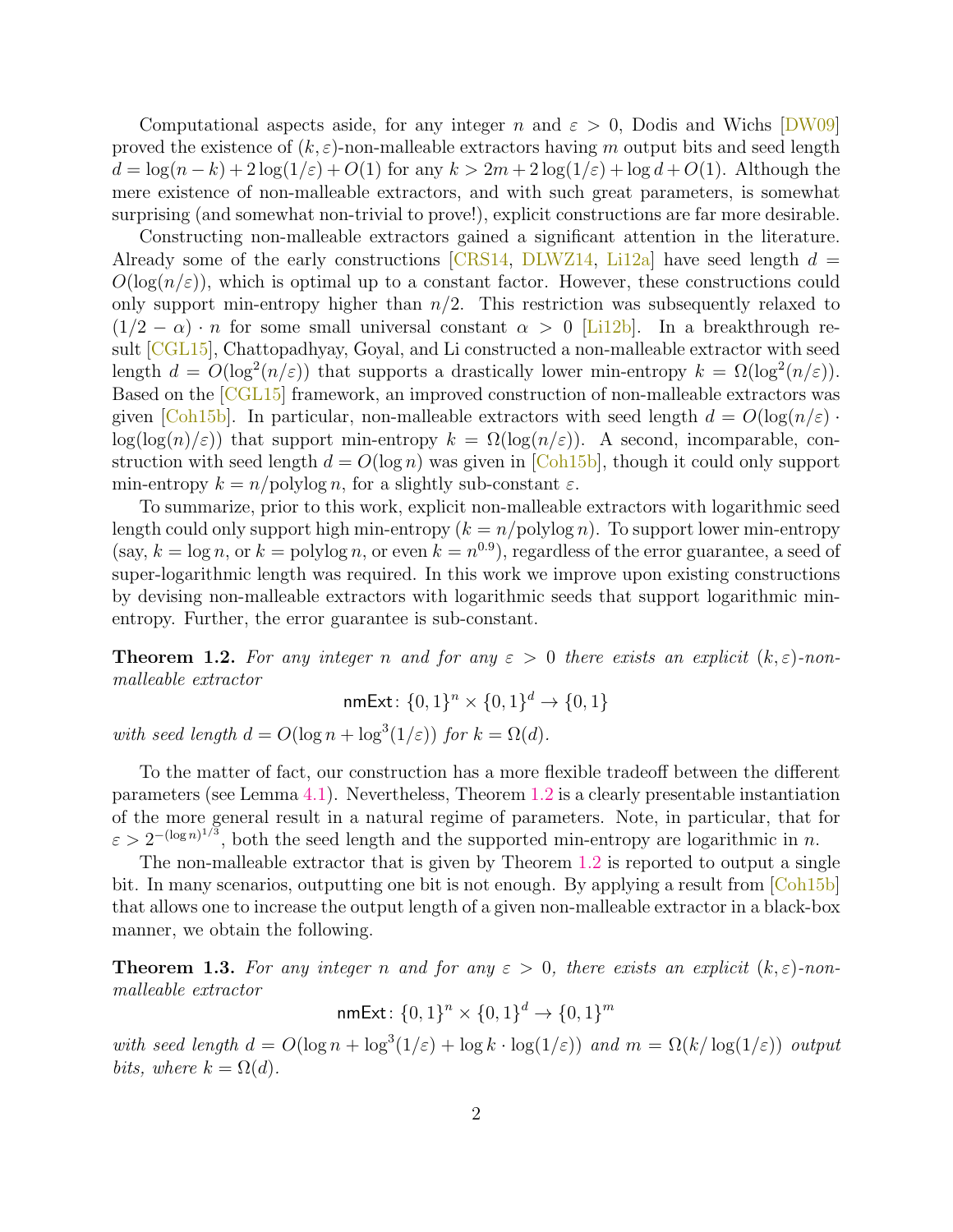Computational aspects aside, for any integer $n$ and $\varepsilon > 0$, Dodis and Wichs [DW09] proved the existence of $(k, \varepsilon)$-non-malleable extractors having $m$ output bits and seed length $d = \log(n-k) + 2\log(1/\varepsilon) + O(1)$ for any $k > 2m + 2\log(1/\varepsilon) + \log d + O(1)$. Although the mere existence of non-malleable extractors, and with such great parameters, is somewhat surprising (and somewhat non-trivial to prove!), explicit constructions are far more desirable.

Constructing non-malleable extractors gained a significant attention in the literature. Already some of the early constructions [CRS14, DLWZ14, Li12a] have seed length $d = O(\log(n/\varepsilon))$, which is optimal up to a constant factor. However, these constructions could only support min-entropy higher than $n/2$. This restriction was subsequently relaxed to $(1/2 - \alpha) \cdot n$ for some small universal constant $\alpha > 0$ [Li12b]. In a breakthrough result [CGL15], Chattopadhyay, Goyal, and Li constructed a non-malleable extractor with seed length $d = O(\log^2(n/\varepsilon))$ that supports a drastically lower min-entropy $k = \Omega(\log^2(n/\varepsilon))$. Based on the [CGL15] framework, an improved construction of non-malleable extractors was given [Coh15b]. In particular, non-malleable extractors with seed length $d = O(\log(n/\varepsilon) \cdot \log(\log(n)/\varepsilon))$ that support min-entropy $k = \Omega(\log(n/\varepsilon))$. A second, incomparable, construction with seed length $d = O(\log n)$ was given in [Coh15b], though it could only support min-entropy $k = n/\mathrm{polylog}\, n$, for a slightly sub-constant $\varepsilon$.

To summarize, prior to this work, explicit non-malleable extractors with logarithmic seed length could only support high min-entropy ($k = n/\mathrm{polylog}\, n$). To support lower min-entropy (say, $k = \log n$, or $k = \mathrm{polylog}\, n$, or even $k = n^{0.9}$), regardless of the error guarantee, a seed of super-logarithmic length was required. In this work we improve upon existing constructions by devising non-malleable extractors with logarithmic seeds that support logarithmic min-entropy. Further, the error guarantee is sub-constant.

**Theorem 1.2.** *For any integer $n$ and for any $\varepsilon > 0$ there exists an explicit $(k, \varepsilon)$-non-malleable extractor*

$$\mathsf{nmExt}\colon \{0,1\}^n \times \{0,1\}^d \to \{0,1\}$$

*with seed length $d = O(\log n + \log^3(1/\varepsilon))$ for $k = \Omega(d)$.*

To the matter of fact, our construction has a more flexible tradeoff between the different parameters (see Lemma 4.1). Nevertheless, Theorem 1.2 is a clearly presentable instantiation of the more general result in a natural regime of parameters. Note, in particular, that for $\varepsilon > 2^{-(\log n)^{1/3}}$, both the seed length and the supported min-entropy are logarithmic in $n$.

The non-malleable extractor that is given by Theorem 1.2 is reported to output a single bit. In many scenarios, outputting one bit is not enough. By applying a result from [Coh15b] that allows one to increase the output length of a given non-malleable extractor in a black-box manner, we obtain the following.

**Theorem 1.3.** *For any integer $n$ and for any $\varepsilon > 0$, there exists an explicit $(k, \varepsilon)$-non-malleable extractor*

$$\mathsf{nmExt}\colon \{0,1\}^n \times \{0,1\}^d \to \{0,1\}^m$$

*with seed length $d = O(\log n + \log^3(1/\varepsilon) + \log k \cdot \log(1/\varepsilon))$ and $m = \Omega(k/\log(1/\varepsilon))$ output bits, where $k = \Omega(d)$.*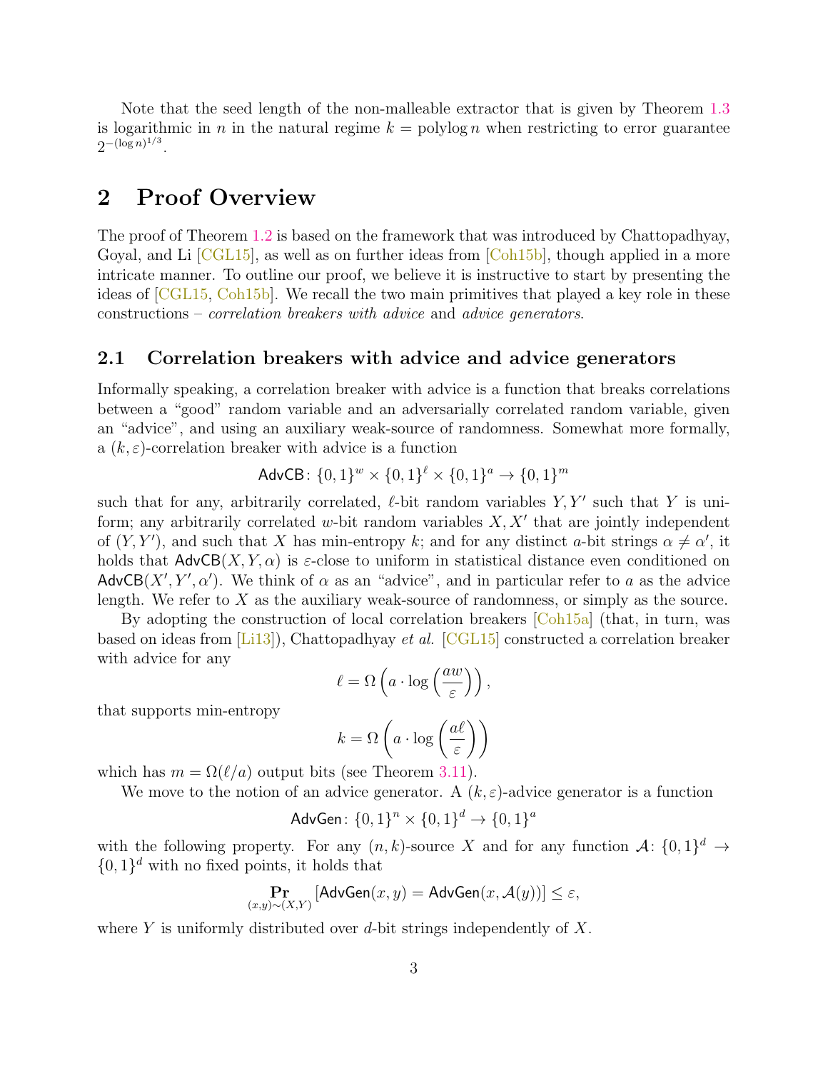Note that the seed length of the non-malleable extractor that is given by Theorem 1.3 is logarithmic in $n$ in the natural regime $k = \mathrm{polylog}\, n$ when restricting to error guarantee $2^{-(\log n)^{1/3}}$.

# 2 Proof Overview

The proof of Theorem 1.2 is based on the framework that was introduced by Chattopadhyay, Goyal, and Li [CGL15], as well as on further ideas from [Coh15b], though applied in a more intricate manner. To outline our proof, we believe it is instructive to start by presenting the ideas of [CGL15, Coh15b]. We recall the two main primitives that played a key role in these constructions – *correlation breakers with advice* and *advice generators*.

## 2.1 Correlation breakers with advice and advice generators

Informally speaking, a correlation breaker with advice is a function that breaks correlations between a "good" random variable and an adversarially correlated random variable, given an "advice", and using an auxiliary weak-source of randomness. Somewhat more formally, a $(k, \varepsilon)$-correlation breaker with advice is a function

$$\mathsf{AdvCB} \colon \{0,1\}^w \times \{0,1\}^\ell \times \{0,1\}^a \to \{0,1\}^m$$

such that for any, arbitrarily correlated, $\ell$-bit random variables $Y, Y'$ such that $Y$ is uniform; any arbitrarily correlated $w$-bit random variables $X, X'$ that are jointly independent of $(Y, Y')$, and such that $X$ has min-entropy $k$; and for any distinct $a$-bit strings $\alpha \neq \alpha'$, it holds that $\mathsf{AdvCB}(X, Y, \alpha)$ is $\varepsilon$-close to uniform in statistical distance even conditioned on $\mathsf{AdvCB}(X', Y', \alpha')$. We think of $\alpha$ as an "advice", and in particular refer to $a$ as the advice length. We refer to $X$ as the auxiliary weak-source of randomness, or simply as the source.

By adopting the construction of local correlation breakers [Coh15a] (that, in turn, was based on ideas from [Li13]), Chattopadhyay *et al.* [CGL15] constructed a correlation breaker with advice for any

$$\ell = \Omega\left(a \cdot \log\left(\frac{aw}{\varepsilon}\right)\right),$$

that supports min-entropy

$$k = \Omega\left(a \cdot \log\left(\frac{a\ell}{\varepsilon}\right)\right)$$

which has $m = \Omega(\ell/a)$ output bits (see Theorem 3.11).

We move to the notion of an advice generator. A $(k, \varepsilon)$-advice generator is a function

$$\mathsf{AdvGen} \colon \{0,1\}^n \times \{0,1\}^d \to \{0,1\}^a$$

with the following property. For any $(n, k)$-source $X$ and for any function $\mathcal{A} \colon \{0,1\}^d \to \{0,1\}^d$ with no fixed points, it holds that

$$\Pr_{(x,y) \sim (X,Y)}\left[\mathsf{AdvGen}(x, y) = \mathsf{AdvGen}(x, \mathcal{A}(y))\right] \leq \varepsilon,$$

where $Y$ is uniformly distributed over $d$-bit strings independently of $X$.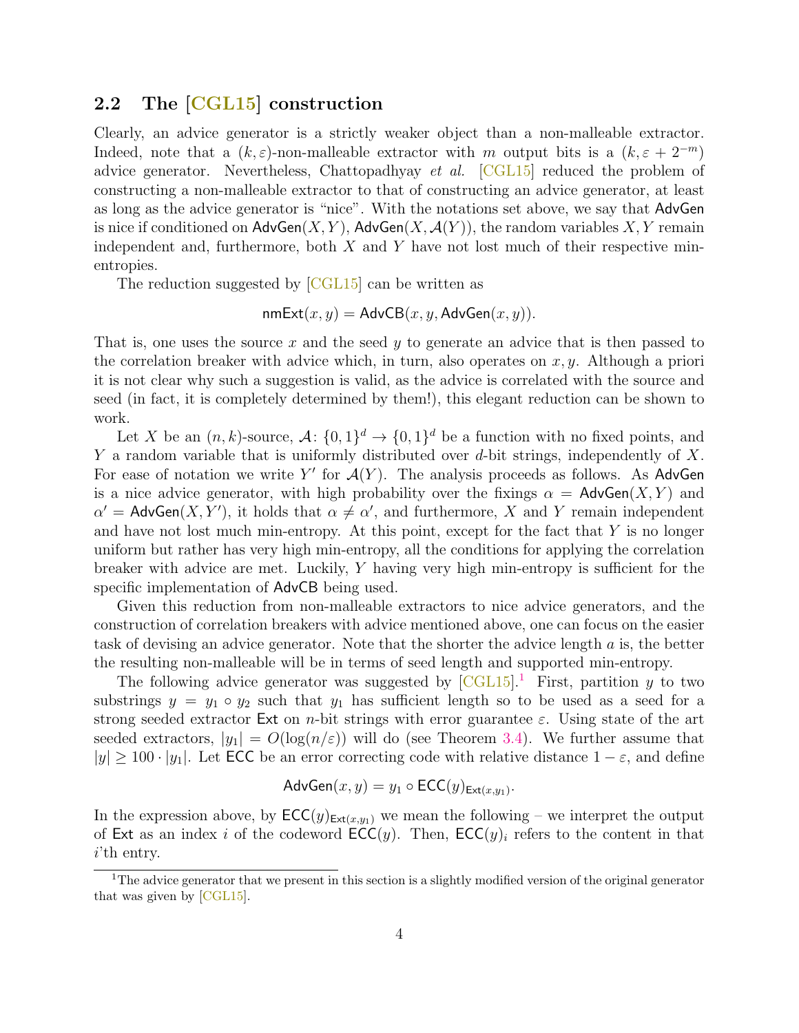## 2.2 The [CGL15] construction

Clearly, an advice generator is a strictly weaker object than a non-malleable extractor. Indeed, note that a $(k, \varepsilon)$-non-malleable extractor with $m$ output bits is a $(k, \varepsilon + 2^{-m})$ advice generator. Nevertheless, Chattopadhyay *et al.* [CGL15] reduced the problem of constructing a non-malleable extractor to that of constructing an advice generator, at least as long as the advice generator is "nice". With the notations set above, we say that $\mathsf{AdvGen}$ is nice if conditioned on $\mathsf{AdvGen}(X, Y)$, $\mathsf{AdvGen}(X, \mathcal{A}(Y))$, the random variables $X, Y$ remain independent and, furthermore, both $X$ and $Y$ have not lost much of their respective min-entropies.

The reduction suggested by [CGL15] can be written as

$$\mathsf{nmExt}(x, y) = \mathsf{AdvCB}(x, y, \mathsf{AdvGen}(x, y)).$$

That is, one uses the source $x$ and the seed $y$ to generate an advice that is then passed to the correlation breaker with advice which, in turn, also operates on $x, y$. Although a priori it is not clear why such a suggestion is valid, as the advice is correlated with the source and seed (in fact, it is completely determined by them!), this elegant reduction can be shown to work.

Let $X$ be an $(n, k)$-source, $\mathcal{A} \colon \{0,1\}^d \to \{0,1\}^d$ be a function with no fixed points, and $Y$ a random variable that is uniformly distributed over $d$-bit strings, independently of $X$. For ease of notation we write $Y'$ for $\mathcal{A}(Y)$. The analysis proceeds as follows. As $\mathsf{AdvGen}$ is a nice advice generator, with high probability over the fixings $\alpha = \mathsf{AdvGen}(X, Y)$ and $\alpha' = \mathsf{AdvGen}(X, Y')$, it holds that $\alpha \neq \alpha'$, and furthermore, $X$ and $Y$ remain independent and have not lost much min-entropy. At this point, except for the fact that $Y$ is no longer uniform but rather has very high min-entropy, all the conditions for applying the correlation breaker with advice are met. Luckily, $Y$ having very high min-entropy is sufficient for the specific implementation of $\mathsf{AdvCB}$ being used.

Given this reduction from non-malleable extractors to nice advice generators, and the construction of correlation breakers with advice mentioned above, one can focus on the easier task of devising an advice generator. Note that the shorter the advice length $a$ is, the better the resulting non-malleable will be in terms of seed length and supported min-entropy.

The following advice generator was suggested by [CGL15].[1] First, partition $y$ to two substrings $y = y_1 \circ y_2$ such that $y_1$ has sufficient length so to be used as a seed for a strong seeded extractor $\mathsf{Ext}$ on $n$-bit strings with error guarantee $\varepsilon$. Using state of the art seeded extractors, $|y_1| = O(\log(n/\varepsilon))$ will do (see Theorem 3.4). We further assume that $|y| \geq 100 \cdot |y_1|$. Let $\mathsf{ECC}$ be an error correcting code with relative distance $1 - \varepsilon$, and define

$$\mathsf{AdvGen}(x, y) = y_1 \circ \mathsf{ECC}(y)_{\mathsf{Ext}(x, y_1)}.$$

In the expression above, by $\mathsf{ECC}(y)_{\mathsf{Ext}(x,y_1)}$ we mean the following – we interpret the output of $\mathsf{Ext}$ as an index $i$ of the codeword $\mathsf{ECC}(y)$. Then, $\mathsf{ECC}(y)_i$ refers to the content in that $i$'th entry.

[1] The advice generator that we present in this section is a slightly modified version of the original generator that was given by [CGL15].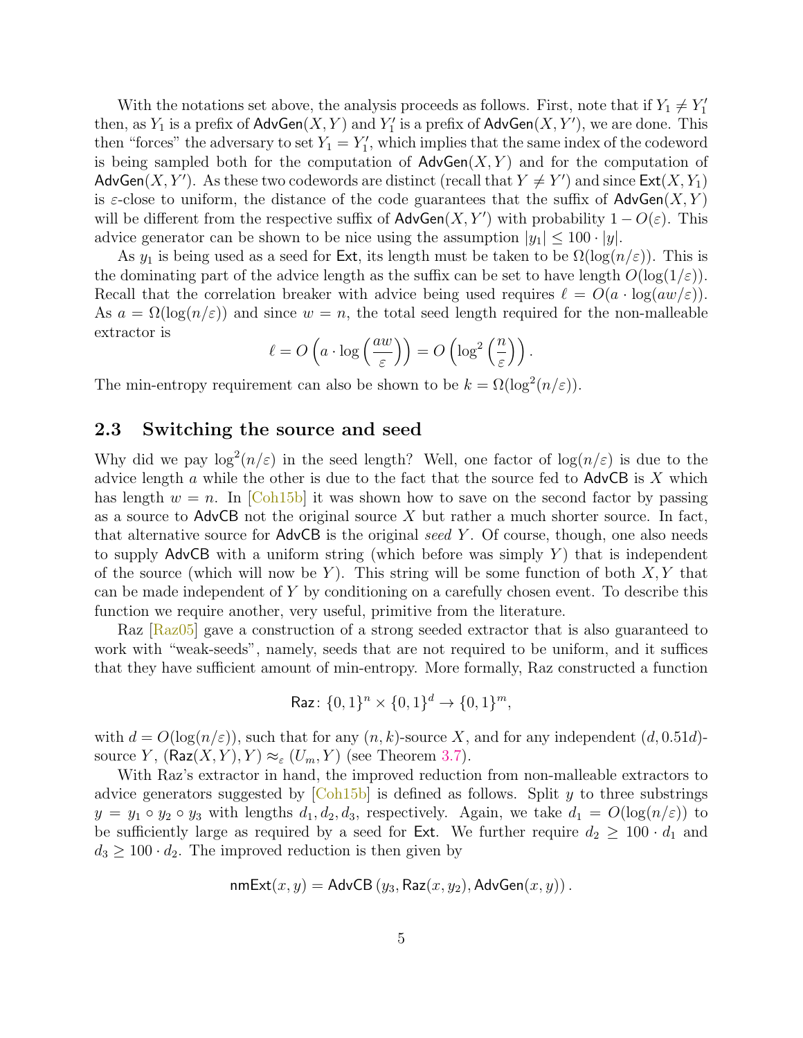With the notations set above, the analysis proceeds as follows. First, note that if $Y_1 \neq Y_1'$ then, as $Y_1$ is a prefix of $\mathsf{AdvGen}(X, Y)$ and $Y_1'$ is a prefix of $\mathsf{AdvGen}(X, Y')$, we are done. This then "forces" the adversary to set $Y_1 = Y_1'$, which implies that the same index of the codeword is being sampled both for the computation of $\mathsf{AdvGen}(X, Y)$ and for the computation of $\mathsf{AdvGen}(X, Y')$. As these two codewords are distinct (recall that $Y \neq Y'$) and since $\mathsf{Ext}(X, Y_1)$ is $\varepsilon$-close to uniform, the distance of the code guarantees that the suffix of $\mathsf{AdvGen}(X, Y)$ will be different from the respective suffix of $\mathsf{AdvGen}(X, Y')$ with probability $1 - O(\varepsilon)$. This advice generator can be shown to be nice using the assumption $|y_1| \leq 100 \cdot |y|$.

As $y_1$ is being used as a seed for $\mathsf{Ext}$, its length must be taken to be $\Omega(\log(n/\varepsilon))$. This is the dominating part of the advice length as the suffix can be set to have length $O(\log(1/\varepsilon))$. Recall that the correlation breaker with advice being used requires $\ell = O(a \cdot \log(aw/\varepsilon))$. As $a = \Omega(\log(n/\varepsilon))$ and since $w = n$, the total seed length required for the non-malleable extractor is

$$\ell = O\left(a \cdot \log\left(\frac{aw}{\varepsilon}\right)\right) = O\left(\log^2\left(\frac{n}{\varepsilon}\right)\right).$$

The min-entropy requirement can also be shown to be $k = \Omega(\log^2(n/\varepsilon))$.

### 2.3 Switching the source and seed

Why did we pay $\log^2(n/\varepsilon)$ in the seed length? Well, one factor of $\log(n/\varepsilon)$ is due to the advice length $a$ while the other is due to the fact that the source fed to $\mathsf{AdvCB}$ is $X$ which has length $w = n$. In [Coh15b] it was shown how to save on the second factor by passing as a source to $\mathsf{AdvCB}$ not the original source $X$ but rather a much shorter source. In fact, that alternative source for $\mathsf{AdvCB}$ is the original *seed* $Y$. Of course, though, one also needs to supply $\mathsf{AdvCB}$ with a uniform string (which before was simply $Y$) that is independent of the source (which will now be $Y$). This string will be some function of both $X, Y$ that can be made independent of $Y$ by conditioning on a carefully chosen event. To describe this function we require another, very useful, primitive from the literature.

Raz [Raz05] gave a construction of a strong seeded extractor that is also guaranteed to work with "weak-seeds", namely, seeds that are not required to be uniform, and it suffices that they have sufficient amount of min-entropy. More formally, Raz constructed a function

$$\mathsf{Raz}\colon \{0,1\}^n \times \{0,1\}^d \to \{0,1\}^m,$$

with $d = O(\log(n/\varepsilon))$, such that for any $(n, k)$-source $X$, and for any independent $(d, 0.51d)$-source $Y$, $(\mathsf{Raz}(X, Y), Y) \approx_\varepsilon (U_m, Y)$ (see Theorem 3.7).

With Raz's extractor in hand, the improved reduction from non-malleable extractors to advice generators suggested by [Coh15b] is defined as follows. Split $y$ to three substrings $y = y_1 \circ y_2 \circ y_3$ with lengths $d_1, d_2, d_3$, respectively. Again, we take $d_1 = O(\log(n/\varepsilon))$ to be sufficiently large as required by a seed for $\mathsf{Ext}$. We further require $d_2 \geq 100 \cdot d_1$ and $d_3 \geq 100 \cdot d_2$. The improved reduction is then given by

$$\mathsf{nmExt}(x, y) = \mathsf{AdvCB}\left(y_3, \mathsf{Raz}(x, y_2), \mathsf{AdvGen}(x, y)\right).$$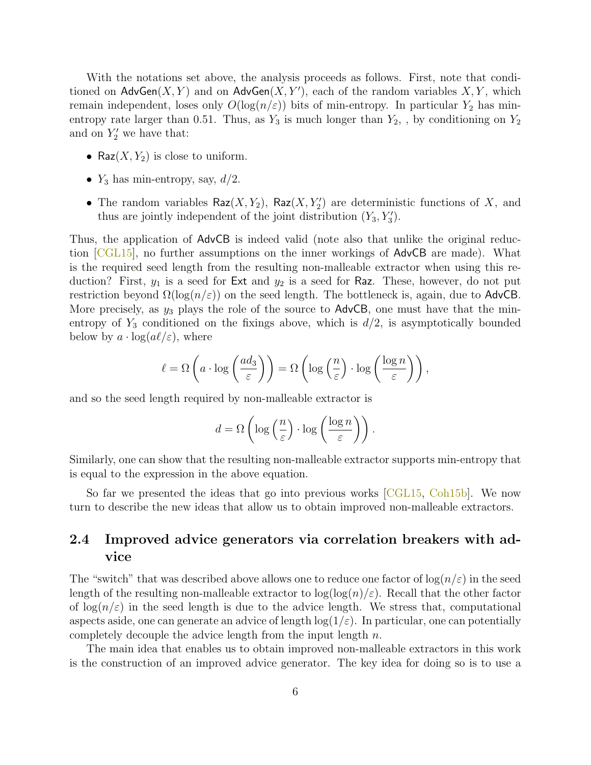With the notations set above, the analysis proceeds as follows. First, note that conditioned on $\mathsf{AdvGen}(X, Y)$ and on $\mathsf{AdvGen}(X, Y')$, each of the random variables $X, Y$, which remain independent, loses only $O(\log(n/\varepsilon))$ bits of min-entropy. In particular $Y_2$ has min-entropy rate larger than 0.51. Thus, as $Y_3$ is much longer than $Y_2$, , by conditioning on $Y_2$ and on $Y_2'$ we have that:

- $\mathsf{Raz}(X, Y_2)$ is close to uniform.
- $Y_3$ has min-entropy, say, $d/2$.
- The random variables $\mathsf{Raz}(X, Y_2)$, $\mathsf{Raz}(X, Y_2')$ are deterministic functions of $X$, and thus are jointly independent of the joint distribution $(Y_3, Y_3')$.

Thus, the application of $\mathsf{AdvCB}$ is indeed valid (note also that unlike the original reduction [CGL15], no further assumptions on the inner workings of $\mathsf{AdvCB}$ are made). What is the required seed length from the resulting non-malleable extractor when using this reduction? First, $y_1$ is a seed for $\mathsf{Ext}$ and $y_2$ is a seed for $\mathsf{Raz}$. These, however, do not put restriction beyond $\Omega(\log(n/\varepsilon))$ on the seed length. The bottleneck is, again, due to $\mathsf{AdvCB}$. More precisely, as $y_3$ plays the role of the source to $\mathsf{AdvCB}$, one must have that the min-entropy of $Y_3$ conditioned on the fixings above, which is $d/2$, is asymptotically bounded below by $a \cdot \log(a\ell/\varepsilon)$, where

$$\ell = \Omega\left(a \cdot \log\left(\frac{ad_3}{\varepsilon}\right)\right) = \Omega\left(\log\left(\frac{n}{\varepsilon}\right) \cdot \log\left(\frac{\log n}{\varepsilon}\right)\right),$$

and so the seed length required by non-malleable extractor is

$$d = \Omega\left(\log\left(\frac{n}{\varepsilon}\right) \cdot \log\left(\frac{\log n}{\varepsilon}\right)\right).$$

Similarly, one can show that the resulting non-malleable extractor supports min-entropy that is equal to the expression in the above equation.

So far we presented the ideas that go into previous works [CGL15, Coh15b]. We now turn to describe the new ideas that allow us to obtain improved non-malleable extractors.

## 2.4 Improved advice generators via correlation breakers with advice

The "switch" that was described above allows one to reduce one factor of $\log(n/\varepsilon)$ in the seed length of the resulting non-malleable extractor to $\log(\log(n)/\varepsilon)$. Recall that the other factor of $\log(n/\varepsilon)$ in the seed length is due to the advice length. We stress that, computational aspects aside, one can generate an advice of length $\log(1/\varepsilon)$. In particular, one can potentially completely decouple the advice length from the input length $n$.

The main idea that enables us to obtain improved non-malleable extractors in this work is the construction of an improved advice generator. The key idea for doing so is to use a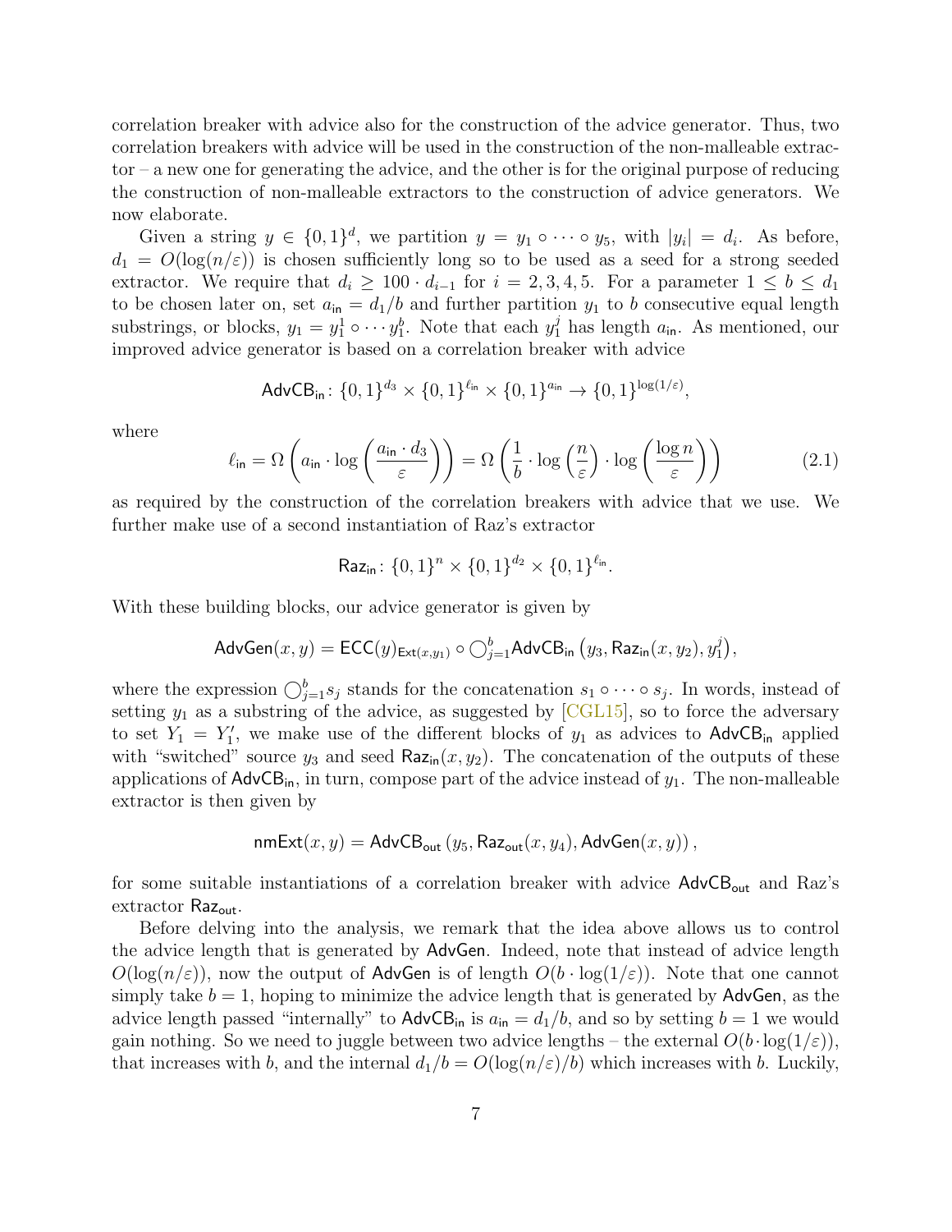correlation breaker with advice also for the construction of the advice generator. Thus, two correlation breakers with advice will be used in the construction of the non-malleable extractor – a new one for generating the advice, and the other is for the original purpose of reducing the construction of non-malleable extractors to the construction of advice generators. We now elaborate.

Given a string $y \in \{0,1\}^d$, we partition $y = y_1 \circ \cdots \circ y_5$, with $|y_i| = d_i$. As before, $d_1 = O(\log(n/\varepsilon))$ is chosen sufficiently long so to be used as a seed for a strong seeded extractor. We require that $d_i \geq 100 \cdot d_{i-1}$ for $i = 2, 3, 4, 5$. For a parameter $1 \leq b \leq d_1$ to be chosen later on, set $a_{\mathsf{in}} = d_1/b$ and further partition $y_1$ to $b$ consecutive equal length substrings, or blocks, $y_1 = y_1^1 \circ \cdots y_1^b$. Note that each $y_1^j$ has length $a_{\mathsf{in}}$. As mentioned, our improved advice generator is based on a correlation breaker with advice

$$\mathsf{AdvCB}_{\mathsf{in}} \colon \{0,1\}^{d_3} \times \{0,1\}^{\ell_{\mathsf{in}}} \times \{0,1\}^{a_{\mathsf{in}}} \to \{0,1\}^{\log(1/\varepsilon)},$$

where

$$\ell_{\mathsf{in}} = \Omega\left(a_{\mathsf{in}} \cdot \log\left(\frac{a_{\mathsf{in}} \cdot d_3}{\varepsilon}\right)\right) = \Omega\left(\frac{1}{b} \cdot \log\left(\frac{n}{\varepsilon}\right) \cdot \log\left(\frac{\log n}{\varepsilon}\right)\right) \tag{2.1}$$

as required by the construction of the correlation breakers with advice that we use. We further make use of a second instantiation of Raz's extractor

$$\mathsf{Raz}_{\mathsf{in}} \colon \{0,1\}^n \times \{0,1\}^{d_2} \times \{0,1\}^{\ell_{\mathsf{in}}}.$$

With these building blocks, our advice generator is given by

$$\mathsf{AdvGen}(x,y) = \mathsf{ECC}(y)_{\mathsf{Ext}(x,y_1)} \circ \bigcirc_{j=1}^{b} \mathsf{AdvCB}_{\mathsf{in}}\left(y_3, \mathsf{Raz}_{\mathsf{in}}(x,y_2), y_1^j\right),$$

where the expression $\bigcirc_{j=1}^{b} s_j$ stands for the concatenation $s_1 \circ \cdots \circ s_j$. In words, instead of setting $y_1$ as a substring of the advice, as suggested by [CGL15], so to force the adversary to set $Y_1 = Y_1'$, we make use of the different blocks of $y_1$ as advices to $\mathsf{AdvCB}_{\mathsf{in}}$ applied with "switched" source $y_3$ and seed $\mathsf{Raz}_{\mathsf{in}}(x,y_2)$. The concatenation of the outputs of these applications of $\mathsf{AdvCB}_{\mathsf{in}}$, in turn, compose part of the advice instead of $y_1$. The non-malleable extractor is then given by

$$\mathsf{nmExt}(x,y) = \mathsf{AdvCB}_{\mathsf{out}}\left(y_5, \mathsf{Raz}_{\mathsf{out}}(x,y_4), \mathsf{AdvGen}(x,y)\right),$$

for some suitable instantiations of a correlation breaker with advice $\mathsf{AdvCB}_{\mathsf{out}}$ and Raz's extractor $\mathsf{Raz}_{\mathsf{out}}$.

Before delving into the analysis, we remark that the idea above allows us to control the advice length that is generated by $\mathsf{AdvGen}$. Indeed, note that instead of advice length $O(\log(n/\varepsilon))$, now the output of $\mathsf{AdvGen}$ is of length $O(b \cdot \log(1/\varepsilon))$. Note that one cannot simply take $b = 1$, hoping to minimize the advice length that is generated by $\mathsf{AdvGen}$, as the advice length passed "internally" to $\mathsf{AdvCB}_{\mathsf{in}}$ is $a_{\mathsf{in}} = d_1/b$, and so by setting $b = 1$ we would gain nothing. So we need to juggle between two advice lengths – the external $O(b \cdot \log(1/\varepsilon))$, that increases with $b$, and the internal $d_1/b = O(\log(n/\varepsilon)/b)$ which increases with $b$. Luckily,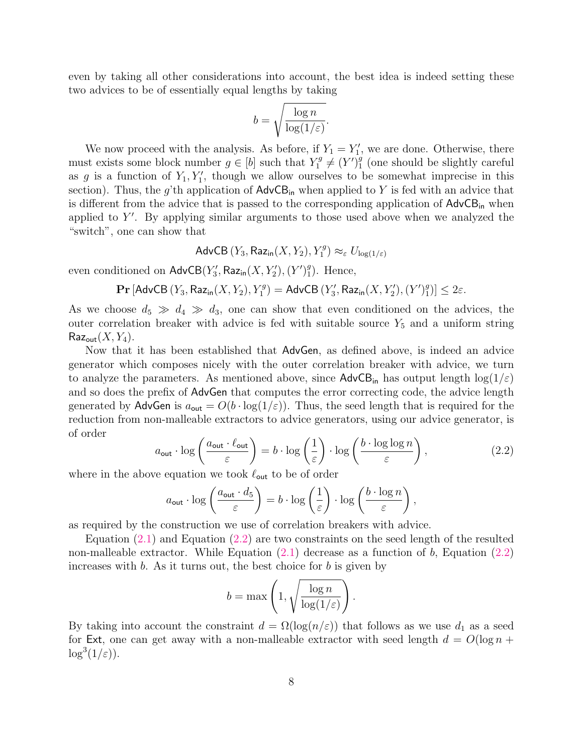even by taking all other considerations into account, the best idea is indeed setting these two advices to be of essentially equal lengths by taking

$$b = \sqrt{\frac{\log n}{\log(1/\varepsilon)}}.$$

We now proceed with the analysis. As before, if $Y_1 = Y_1'$, we are done. Otherwise, there must exists some block number $g \in [b]$ such that $Y_1^g \neq (Y')_1^g$ (one should be slightly careful as $g$ is a function of $Y_1, Y_1'$, though we allow ourselves to be somewhat imprecise in this section). Thus, the $g$'th application of $\mathsf{AdvCB}_{\mathsf{in}}$ when applied to $Y$ is fed with an advice that is different from the advice that is passed to the corresponding application of $\mathsf{AdvCB}_{\mathsf{in}}$ when applied to $Y'$. By applying similar arguments to those used above when we analyzed the "switch", one can show that

$$\mathsf{AdvCB}\left(Y_3, \mathsf{Raz}_{\mathsf{in}}(X, Y_2), Y_1^g\right) \approx_\varepsilon U_{\log(1/\varepsilon)}$$

even conditioned on $\mathsf{AdvCB}(Y_3', \mathsf{Raz}_{\mathsf{in}}(X, Y_2'), (Y')_1^g)$. Hence,

$$\mathbf{Pr}\left[\mathsf{AdvCB}\left(Y_3, \mathsf{Raz}_{\mathsf{in}}(X, Y_2), Y_1^g\right) = \mathsf{AdvCB}\left(Y_3', \mathsf{Raz}_{\mathsf{in}}(X, Y_2'), (Y')_1^g\right)\right] \leq 2\varepsilon.$$

As we choose $d_5 \gg d_4 \gg d_3$, one can show that even conditioned on the advices, the outer correlation breaker with advice is fed with suitable source $Y_5$ and a uniform string $\mathsf{Raz}_{\mathsf{out}}(X, Y_4)$.

Now that it has been established that $\mathsf{AdvGen}$, as defined above, is indeed an advice generator which composes nicely with the outer correlation breaker with advice, we turn to analyze the parameters. As mentioned above, since $\mathsf{AdvCB}_{\mathsf{in}}$ has output length $\log(1/\varepsilon)$ and so does the prefix of $\mathsf{AdvGen}$ that computes the error correcting code, the advice length generated by $\mathsf{AdvGen}$ is $a_{\mathsf{out}} = O(b \cdot \log(1/\varepsilon))$. Thus, the seed length that is required for the reduction from non-malleable extractors to advice generators, using our advice generator, is of order

$$a_{\mathsf{out}} \cdot \log\left(\frac{a_{\mathsf{out}} \cdot \ell_{\mathsf{out}}}{\varepsilon}\right) = b \cdot \log\left(\frac{1}{\varepsilon}\right) \cdot \log\left(\frac{b \cdot \log\log n}{\varepsilon}\right), \tag{2.2}$$

where in the above equation we took $\ell_{\mathsf{out}}$ to be of order

$$a_{\mathsf{out}} \cdot \log\left(\frac{a_{\mathsf{out}} \cdot d_5}{\varepsilon}\right) = b \cdot \log\left(\frac{1}{\varepsilon}\right) \cdot \log\left(\frac{b \cdot \log n}{\varepsilon}\right),$$

as required by the construction we use of correlation breakers with advice.

Equation (2.1) and Equation (2.2) are two constraints on the seed length of the resulted non-malleable extractor. While Equation (2.1) decrease as a function of $b$, Equation (2.2) increases with $b$. As it turns out, the best choice for $b$ is given by

$$b = \max\left(1, \sqrt{\frac{\log n}{\log(1/\varepsilon)}}\right).$$

By taking into account the constraint $d = \Omega(\log(n/\varepsilon))$ that follows as we use $d_1$ as a seed for $\mathsf{Ext}$, one can get away with a non-malleable extractor with seed length $d = O(\log n + \log^3(1/\varepsilon))$.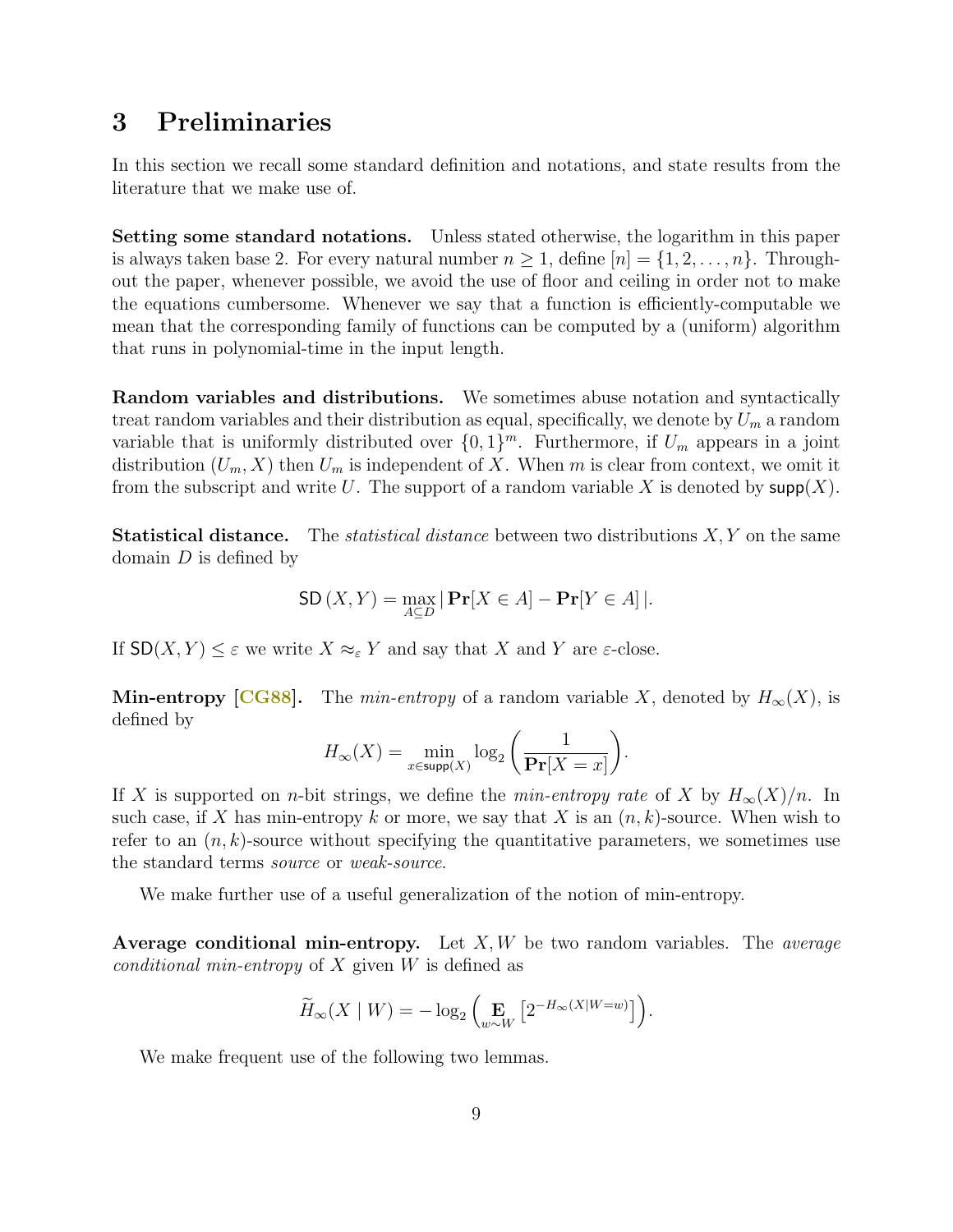## 3 Preliminaries

In this section we recall some standard definition and notations, and state results from the literature that we make use of.

**Setting some standard notations.** Unless stated otherwise, the logarithm in this paper is always taken base 2. For every natural number $n \geq 1$, define $[n] = \{1, 2, \ldots, n\}$. Throughout the paper, whenever possible, we avoid the use of floor and ceiling in order not to make the equations cumbersome. Whenever we say that a function is efficiently-computable we mean that the corresponding family of functions can be computed by a (uniform) algorithm that runs in polynomial-time in the input length.

**Random variables and distributions.** We sometimes abuse notation and syntactically treat random variables and their distribution as equal, specifically, we denote by $U_m$ a random variable that is uniformly distributed over $\{0,1\}^m$. Furthermore, if $U_m$ appears in a joint distribution $(U_m, X)$ then $U_m$ is independent of $X$. When $m$ is clear from context, we omit it from the subscript and write $U$. The support of a random variable $X$ is denoted by $\mathsf{supp}(X)$.

**Statistical distance.** The *statistical distance* between two distributions $X, Y$ on the same domain $D$ is defined by

$$\mathsf{SD}\left(X, Y\right) = \max_{A \subseteq D} |\,\mathbf{Pr}[X \in A] - \mathbf{Pr}[Y \in A]\,|.$$

If $\mathsf{SD}(X, Y) \leq \varepsilon$ we write $X \approx_\varepsilon Y$ and say that $X$ and $Y$ are $\varepsilon$-close.

**Min-entropy [CG88].** The *min-entropy* of a random variable $X$, denoted by $H_\infty(X)$, is defined by

$$H_\infty(X) = \min_{x \in \mathsf{supp}(X)} \log_2 \left( \frac{1}{\mathbf{Pr}[X = x]} \right).$$

If $X$ is supported on $n$-bit strings, we define the *min-entropy rate* of $X$ by $H_\infty(X)/n$. In such case, if $X$ has min-entropy $k$ or more, we say that $X$ is an $(n, k)$-source. When wish to refer to an $(n, k)$-source without specifying the quantitative parameters, we sometimes use the standard terms *source* or *weak-source*.

We make further use of a useful generalization of the notion of min-entropy.

**Average conditional min-entropy.** Let $X, W$ be two random variables. The *average conditional min-entropy* of $X$ given $W$ is defined as

$$\widetilde{H}_\infty(X \mid W) = -\log_2 \left( \mathop{\mathbf{E}}_{w \sim W} \left[ 2^{-H_\infty(X|W=w)} \right] \right).$$

We make frequent use of the following two lemmas.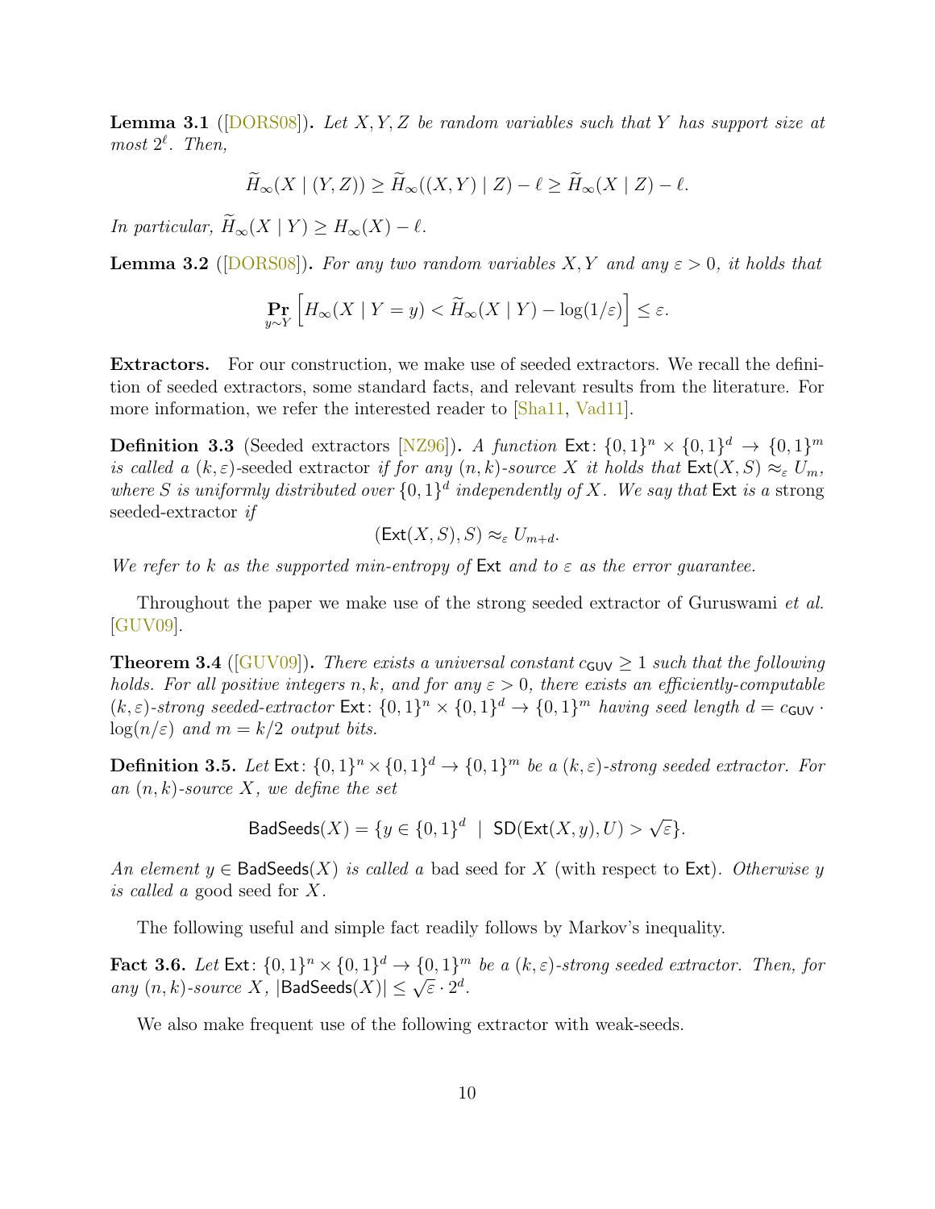**Lemma 3.1** ([DORS08]). *Let $X, Y, Z$ be random variables such that $Y$ has support size at most $2^\ell$. Then,*

$$\widetilde{H}_\infty(X \mid (Y, Z)) \geq \widetilde{H}_\infty((X, Y) \mid Z) - \ell \geq \widetilde{H}_\infty(X \mid Z) - \ell.$$

*In particular, $\widetilde{H}_\infty(X \mid Y) \geq H_\infty(X) - \ell$.*

**Lemma 3.2** ([DORS08]). *For any two random variables $X, Y$ and any $\varepsilon > 0$, it holds that*

$$\Pr_{y \sim Y}\left[H_\infty(X \mid Y = y) < \widetilde{H}_\infty(X \mid Y) - \log(1/\varepsilon)\right] \leq \varepsilon.$$

**Extractors.** For our construction, we make use of seeded extractors. We recall the definition of seeded extractors, some standard facts, and relevant results from the literature. For more information, we refer the interested reader to [Sha11, Vad11].

**Definition 3.3** (Seeded extractors [NZ96]). *A function $\mathsf{Ext}\colon \{0,1\}^n \times \{0,1\}^d \to \{0,1\}^m$ is called a $(k, \varepsilon)$-seeded extractor if for any $(n, k)$-source $X$ it holds that $\mathsf{Ext}(X, S) \approx_\varepsilon U_m$, where $S$ is uniformly distributed over $\{0,1\}^d$ independently of $X$. We say that $\mathsf{Ext}$ is a strong seeded-extractor if*

$$(\mathsf{Ext}(X, S), S) \approx_\varepsilon U_{m+d}.$$

*We refer to $k$ as the supported min-entropy of $\mathsf{Ext}$ and to $\varepsilon$ as the error guarantee.*

Throughout the paper we make use of the strong seeded extractor of Guruswami *et al.* [GUV09].

**Theorem 3.4** ([GUV09]). *There exists a universal constant $c_{\mathsf{GUV}} \geq 1$ such that the following holds. For all positive integers $n, k$, and for any $\varepsilon > 0$, there exists an efficiently-computable $(k, \varepsilon)$-strong seeded-extractor $\mathsf{Ext}\colon \{0,1\}^n \times \{0,1\}^d \to \{0,1\}^m$ having seed length $d = c_{\mathsf{GUV}} \cdot \log(n/\varepsilon)$ and $m = k/2$ output bits.*

**Definition 3.5.** *Let $\mathsf{Ext}\colon \{0,1\}^n \times \{0,1\}^d \to \{0,1\}^m$ be a $(k, \varepsilon)$-strong seeded extractor. For an $(n, k)$-source $X$, we define the set*

$$\mathsf{BadSeeds}(X) = \{y \in \{0,1\}^d \ \mid \ \mathsf{SD}(\mathsf{Ext}(X, y), U) > \sqrt{\varepsilon}\}.$$

*An element $y \in \mathsf{BadSeeds}(X)$ is called a bad seed for $X$ (with respect to $\mathsf{Ext}$). Otherwise $y$ is called a good seed for $X$.*

The following useful and simple fact readily follows by Markov's inequality.

**Fact 3.6.** *Let $\mathsf{Ext}\colon \{0,1\}^n \times \{0,1\}^d \to \{0,1\}^m$ be a $(k, \varepsilon)$-strong seeded extractor. Then, for any $(n, k)$-source $X$, $|\mathsf{BadSeeds}(X)| \leq \sqrt{\varepsilon} \cdot 2^d$.*

We also make frequent use of the following extractor with weak-seeds.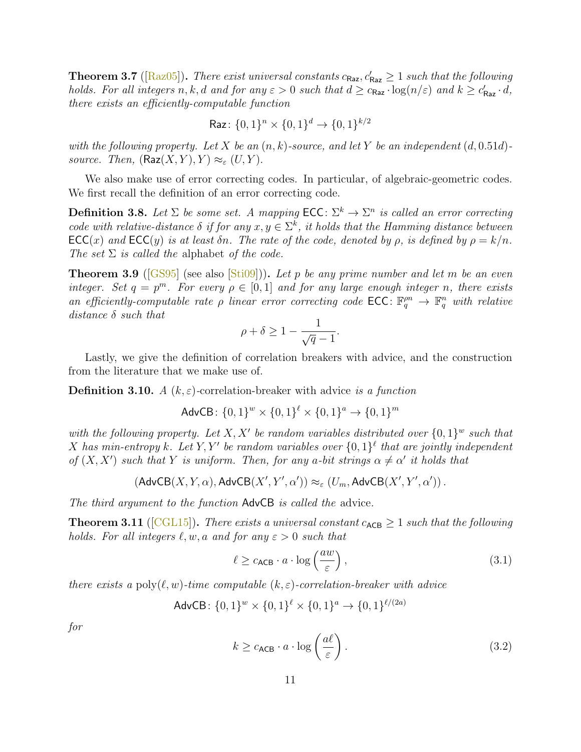**Theorem 3.7** ([Raz05])**.** *There exist universal constants $c_{\mathsf{Raz}}, c'_{\mathsf{Raz}} \geq 1$ such that the following holds. For all integers $n, k, d$ and for any $\varepsilon > 0$ such that $d \geq c_{\mathsf{Raz}} \cdot \log(n/\varepsilon)$ and $k \geq c'_{\mathsf{Raz}} \cdot d$, there exists an efficiently-computable function*

$$\mathsf{Raz} \colon \{0,1\}^n \times \{0,1\}^d \to \{0,1\}^{k/2}$$

*with the following property. Let $X$ be an $(n,k)$-source, and let $Y$ be an independent $(d, 0.51d)$-source. Then, $(\mathsf{Raz}(X,Y), Y) \approx_\varepsilon (U, Y)$.*

We also make use of error correcting codes. In particular, of algebraic-geometric codes. We first recall the definition of an error correcting code.

**Definition 3.8.** *Let $\Sigma$ be some set. A mapping $\mathsf{ECC} \colon \Sigma^k \to \Sigma^n$ is called an error correcting code with relative-distance $\delta$ if for any $x, y \in \Sigma^k$, it holds that the Hamming distance between $\mathsf{ECC}(x)$ and $\mathsf{ECC}(y)$ is at least $\delta n$. The rate of the code, denoted by $\rho$, is defined by $\rho = k/n$. The set $\Sigma$ is called the* alphabet *of the code.*

**Theorem 3.9** ([GS95] (see also [Sti09]))**.** *Let $p$ be any prime number and let $m$ be an even integer. Set $q = p^m$. For every $\rho \in [0,1]$ and for any large enough integer $n$, there exists an efficiently-computable rate $\rho$ linear error correcting code $\mathsf{ECC} \colon \mathbb{F}_q^{\rho n} \to \mathbb{F}_q^n$ with relative distance $\delta$ such that*

$$\rho + \delta \geq 1 - \frac{1}{\sqrt{q} - 1}.$$

Lastly, we give the definition of correlation breakers with advice, and the construction from the literature that we make use of.

**Definition 3.10.** *A $(k, \varepsilon)$-correlation-breaker with advice is a function*

$$\mathsf{AdvCB} \colon \{0,1\}^w \times \{0,1\}^\ell \times \{0,1\}^a \to \{0,1\}^m$$

*with the following property. Let $X, X'$ be random variables distributed over $\{0,1\}^w$ such that $X$ has min-entropy $k$. Let $Y, Y'$ be random variables over $\{0,1\}^\ell$ that are jointly independent of $(X, X')$ such that $Y$ is uniform. Then, for any $a$-bit strings $\alpha \neq \alpha'$ it holds that*

$$\left(\mathsf{AdvCB}(X, Y, \alpha), \mathsf{AdvCB}(X', Y', \alpha')\right) \approx_\varepsilon \left(U_m, \mathsf{AdvCB}(X', Y', \alpha')\right).$$

*The third argument to the function $\mathsf{AdvCB}$ is called the* advice*.*

**Theorem 3.11** ([CGL15])**.** *There exists a universal constant $c_{\mathsf{ACB}} \geq 1$ such that the following holds. For all integers $\ell, w, a$ and for any $\varepsilon > 0$ such that*

$$\ell \geq c_{\mathsf{ACB}} \cdot a \cdot \log\left(\frac{aw}{\varepsilon}\right), \tag{3.1}$$

*there exists a $\mathrm{poly}(\ell, w)$-time computable $(k, \varepsilon)$-correlation-breaker with advice*

$$\mathsf{AdvCB} \colon \{0,1\}^w \times \{0,1\}^\ell \times \{0,1\}^a \to \{0,1\}^{\ell/(2a)}$$

*for*

$$k \geq c_{\mathsf{ACB}} \cdot a \cdot \log\left(\frac{a\ell}{\varepsilon}\right). \tag{3.2}$$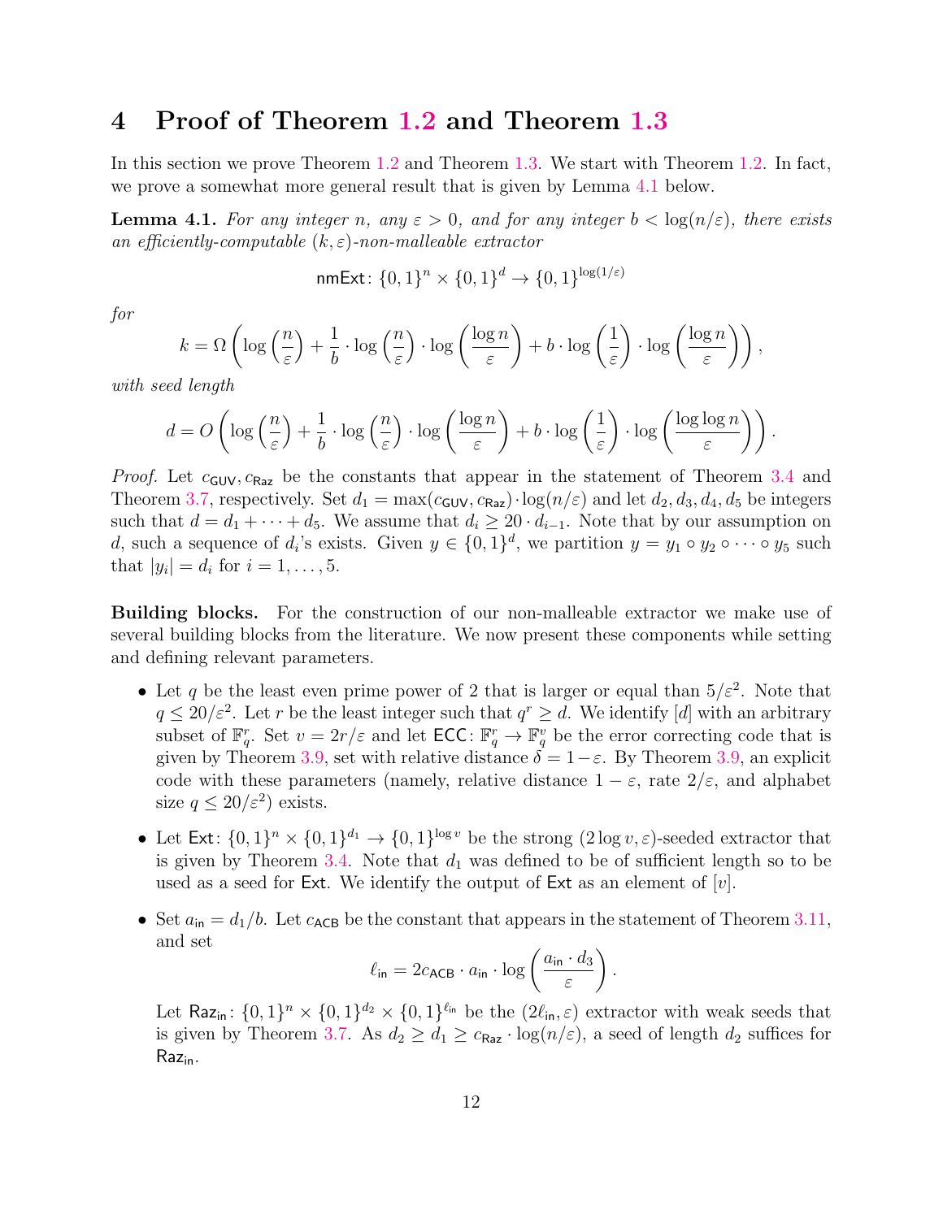# 4 Proof of Theorem 1.2 and Theorem 1.3

In this section we prove Theorem 1.2 and Theorem 1.3. We start with Theorem 1.2. In fact, we prove a somewhat more general result that is given by Lemma 4.1 below.

**Lemma 4.1.** *For any integer $n$, any $\varepsilon > 0$, and for any integer $b < \log(n/\varepsilon)$, there exists an efficiently-computable $(k, \varepsilon)$-non-malleable extractor*

$$\mathsf{nmExt} \colon \{0,1\}^n \times \{0,1\}^d \to \{0,1\}^{\log(1/\varepsilon)}$$

*for*

$$k = \Omega\left(\log\left(\frac{n}{\varepsilon}\right) + \frac{1}{b} \cdot \log\left(\frac{n}{\varepsilon}\right) \cdot \log\left(\frac{\log n}{\varepsilon}\right) + b \cdot \log\left(\frac{1}{\varepsilon}\right) \cdot \log\left(\frac{\log n}{\varepsilon}\right)\right),$$

*with seed length*

$$d = O\left(\log\left(\frac{n}{\varepsilon}\right) + \frac{1}{b} \cdot \log\left(\frac{n}{\varepsilon}\right) \cdot \log\left(\frac{\log n}{\varepsilon}\right) + b \cdot \log\left(\frac{1}{\varepsilon}\right) \cdot \log\left(\frac{\log\log n}{\varepsilon}\right)\right).$$

*Proof.* Let $c_{\mathsf{GUV}}, c_{\mathsf{Raz}}$ be the constants that appear in the statement of Theorem 3.4 and Theorem 3.7, respectively. Set $d_1 = \max(c_{\mathsf{GUV}}, c_{\mathsf{Raz}}) \cdot \log(n/\varepsilon)$ and let $d_2, d_3, d_4, d_5$ be integers such that $d = d_1 + \cdots + d_5$. We assume that $d_i \geq 20 \cdot d_{i-1}$. Note that by our assumption on $d$, such a sequence of $d_i$'s exists. Given $y \in \{0,1\}^d$, we partition $y = y_1 \circ y_2 \circ \cdots \circ y_5$ such that $|y_i| = d_i$ for $i = 1, \ldots, 5$.

**Building blocks.** For the construction of our non-malleable extractor we make use of several building blocks from the literature. We now present these components while setting and defining relevant parameters.

- Let $q$ be the least even prime power of 2 that is larger or equal than $5/\varepsilon^2$. Note that $q \leq 20/\varepsilon^2$. Let $r$ be the least integer such that $q^r \geq d$. We identify $[d]$ with an arbitrary subset of $\mathbb{F}_q^r$. Set $v = 2r/\varepsilon$ and let $\mathsf{ECC} \colon \mathbb{F}_q^r \to \mathbb{F}_q^v$ be the error correcting code that is given by Theorem 3.9, set with relative distance $\delta = 1 - \varepsilon$. By Theorem 3.9, an explicit code with these parameters (namely, relative distance $1 - \varepsilon$, rate $2/\varepsilon$, and alphabet size $q \leq 20/\varepsilon^2$) exists.

- Let $\mathsf{Ext} \colon \{0,1\}^n \times \{0,1\}^{d_1} \to \{0,1\}^{\log v}$ be the strong $(2\log v, \varepsilon)$-seeded extractor that is given by Theorem 3.4. Note that $d_1$ was defined to be of sufficient length so to be used as a seed for $\mathsf{Ext}$. We identify the output of $\mathsf{Ext}$ as an element of $[v]$.

- Set $a_{\mathsf{in}} = d_1/b$. Let $c_{\mathsf{ACB}}$ be the constant that appears in the statement of Theorem 3.11, and set
$$\ell_{\mathsf{in}} = 2c_{\mathsf{ACB}} \cdot a_{\mathsf{in}} \cdot \log\left(\frac{a_{\mathsf{in}} \cdot d_3}{\varepsilon}\right).$$
Let $\mathsf{Raz}_{\mathsf{in}} \colon \{0,1\}^n \times \{0,1\}^{d_2} \times \{0,1\}^{\ell_{\mathsf{in}}}$ be the $(2\ell_{\mathsf{in}}, \varepsilon)$ extractor with weak seeds that is given by Theorem 3.7. As $d_2 \geq d_1 \geq c_{\mathsf{Raz}} \cdot \log(n/\varepsilon)$, a seed of length $d_2$ suffices for $\mathsf{Raz}_{\mathsf{in}}$.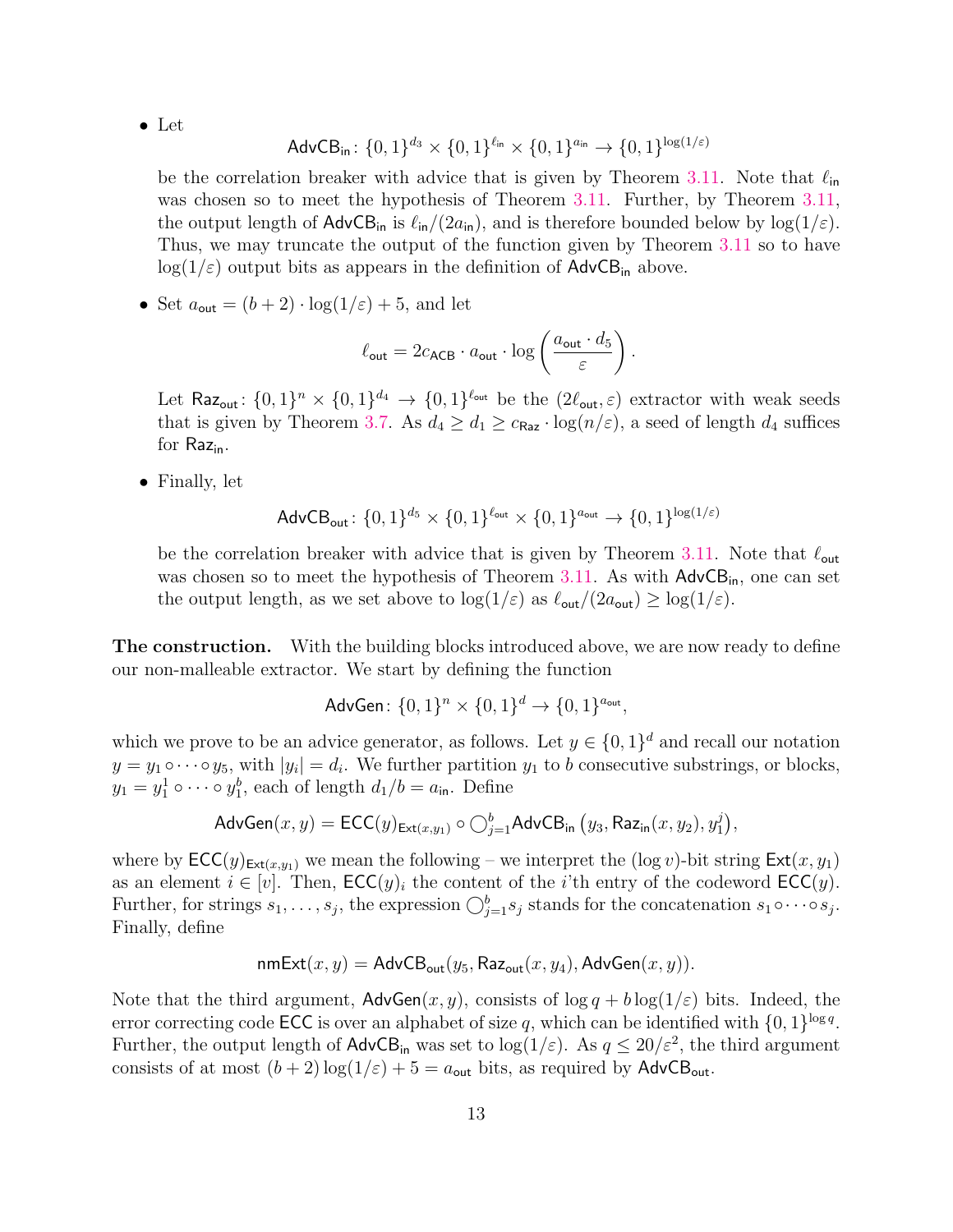- Let

$$\mathsf{AdvCB_{in}} \colon \{0,1\}^{d_3} \times \{0,1\}^{\ell_{\mathsf{in}}} \times \{0,1\}^{a_{\mathsf{in}}} \to \{0,1\}^{\log(1/\varepsilon)}$$

  be the correlation breaker with advice that is given by Theorem 3.11. Note that $\ell_{\mathsf{in}}$ was chosen so to meet the hypothesis of Theorem 3.11. Further, by Theorem 3.11, the output length of $\mathsf{AdvCB_{in}}$ is $\ell_{\mathsf{in}}/(2a_{\mathsf{in}})$, and is therefore bounded below by $\log(1/\varepsilon)$. Thus, we may truncate the output of the function given by Theorem 3.11 so to have $\log(1/\varepsilon)$ output bits as appears in the definition of $\mathsf{AdvCB_{in}}$ above.

- Set $a_{\mathsf{out}} = (b+2)\cdot\log(1/\varepsilon)+5$, and let

$$\ell_{\mathsf{out}} = 2c_{\mathsf{ACB}} \cdot a_{\mathsf{out}} \cdot \log\left(\frac{a_{\mathsf{out}}\cdot d_5}{\varepsilon}\right).$$

  Let $\mathsf{Raz_{out}} \colon \{0,1\}^n \times \{0,1\}^{d_4} \to \{0,1\}^{\ell_{\mathsf{out}}}$ be the $(2\ell_{\mathsf{out}}, \varepsilon)$ extractor with weak seeds that is given by Theorem 3.7. As $d_4 \geq d_1 \geq c_{\mathsf{Raz}} \cdot \log(n/\varepsilon)$, a seed of length $d_4$ suffices for $\mathsf{Raz_{in}}$.

- Finally, let

$$\mathsf{AdvCB_{out}} \colon \{0,1\}^{d_5} \times \{0,1\}^{\ell_{\mathsf{out}}} \times \{0,1\}^{a_{\mathsf{out}}} \to \{0,1\}^{\log(1/\varepsilon)}$$

  be the correlation breaker with advice that is given by Theorem 3.11. Note that $\ell_{\mathsf{out}}$ was chosen so to meet the hypothesis of Theorem 3.11. As with $\mathsf{AdvCB_{in}}$, one can set the output length, as we set above to $\log(1/\varepsilon)$ as $\ell_{\mathsf{out}}/(2a_{\mathsf{out}}) \geq \log(1/\varepsilon)$.

**The construction.** With the building blocks introduced above, we are now ready to define our non-malleable extractor. We start by defining the function

$$\mathsf{AdvGen} \colon \{0,1\}^n \times \{0,1\}^d \to \{0,1\}^{a_{\mathsf{out}}},$$

which we prove to be an advice generator, as follows. Let $y \in \{0,1\}^d$ and recall our notation $y = y_1 \circ \cdots \circ y_5$, with $|y_i| = d_i$. We further partition $y_1$ to $b$ consecutive substrings, or blocks, $y_1 = y_1^1 \circ \cdots \circ y_1^b$, each of length $d_1/b = a_{\mathsf{in}}$. Define

$$\mathsf{AdvGen}(x,y) = \mathsf{ECC}(y)_{\mathsf{Ext}(x,y_1)} \circ \bigcirc_{j=1}^{b} \mathsf{AdvCB_{in}}\left(y_3, \mathsf{Raz_{in}}(x,y_2), y_1^j\right),$$

where by $\mathsf{ECC}(y)_{\mathsf{Ext}(x,y_1)}$ we mean the following – we interpret the $(\log v)$-bit string $\mathsf{Ext}(x,y_1)$ as an element $i \in [v]$. Then, $\mathsf{ECC}(y)_i$ the content of the $i$'th entry of the codeword $\mathsf{ECC}(y)$. Further, for strings $s_1,\ldots,s_j$, the expression $\bigcirc_{j=1}^{b} s_j$ stands for the concatenation $s_1 \circ \cdots \circ s_j$. Finally, define

$$\mathsf{nmExt}(x,y) = \mathsf{AdvCB_{out}}(y_5, \mathsf{Raz_{out}}(x,y_4), \mathsf{AdvGen}(x,y)).$$

Note that the third argument, $\mathsf{AdvGen}(x,y)$, consists of $\log q + b\log(1/\varepsilon)$ bits. Indeed, the error correcting code $\mathsf{ECC}$ is over an alphabet of size $q$, which can be identified with $\{0,1\}^{\log q}$. Further, the output length of $\mathsf{AdvCB_{in}}$ was set to $\log(1/\varepsilon)$. As $q \leq 20/\varepsilon^2$, the third argument consists of at most $(b+2)\log(1/\varepsilon)+5 = a_{\mathsf{out}}$ bits, as required by $\mathsf{AdvCB_{out}}$.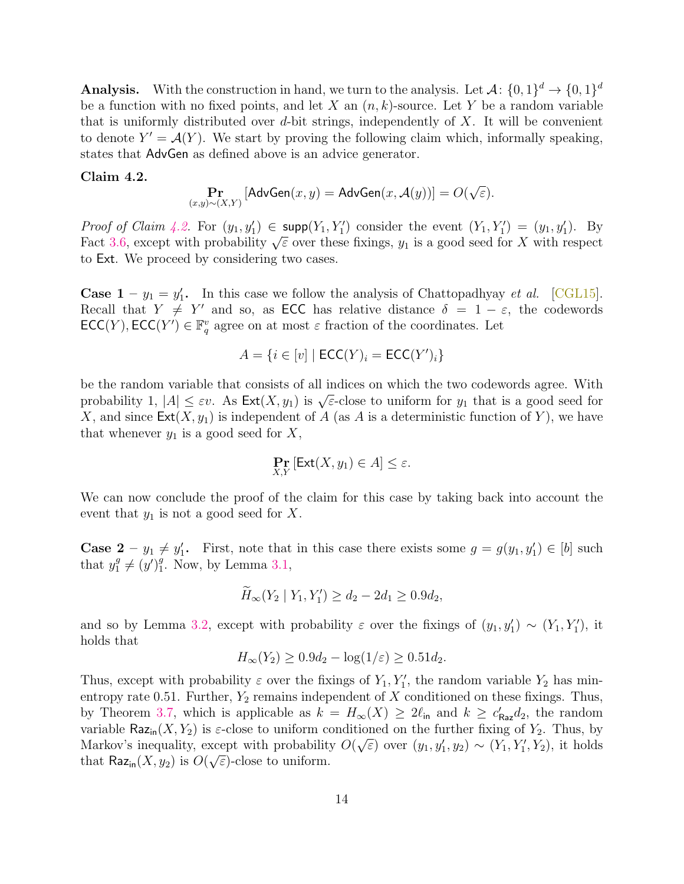**Analysis.** With the construction in hand, we turn to the analysis. Let $\mathcal{A}\colon \{0,1\}^d \to \{0,1\}^d$ be a function with no fixed points, and let $X$ an $(n,k)$-source. Let $Y$ be a random variable that is uniformly distributed over $d$-bit strings, independently of $X$. It will be convenient to denote $Y' = \mathcal{A}(Y)$. We start by proving the following claim which, informally speaking, states that $\mathsf{AdvGen}$ as defined above is an advice generator.

**Claim 4.2.**

$$\Pr_{(x,y)\sim(X,Y)}\left[\mathsf{AdvGen}(x,y) = \mathsf{AdvGen}(x,\mathcal{A}(y))\right] = O(\sqrt{\varepsilon}).$$

*Proof of Claim 4.2.* For $(y_1, y_1') \in \mathsf{supp}(Y_1, Y_1')$ consider the event $(Y_1, Y_1') = (y_1, y_1')$. By Fact 3.6, except with probability $\sqrt{\varepsilon}$ over these fixings, $y_1$ is a good seed for $X$ with respect to $\mathsf{Ext}$. We proceed by considering two cases.

**Case 1 – $y_1 = y_1'$.** In this case we follow the analysis of Chattopadhyay *et al.* [CGL15]. Recall that $Y \neq Y'$ and so, as $\mathsf{ECC}$ has relative distance $\delta = 1-\varepsilon$, the codewords $\mathsf{ECC}(Y), \mathsf{ECC}(Y') \in \mathbb{F}_q^v$ agree on at most $\varepsilon$ fraction of the coordinates. Let

$$A = \{i \in [v] \mid \mathsf{ECC}(Y)_i = \mathsf{ECC}(Y')_i\}$$

be the random variable that consists of all indices on which the two codewords agree. With probability 1, $|A| \leq \varepsilon v$. As $\mathsf{Ext}(X, y_1)$ is $\sqrt{\varepsilon}$-close to uniform for $y_1$ that is a good seed for $X$, and since $\mathsf{Ext}(X, y_1)$ is independent of $A$ (as $A$ is a deterministic function of $Y$), we have that whenever $y_1$ is a good seed for $X$,

$$\Pr_{X,Y}\left[\mathsf{Ext}(X, y_1) \in A\right] \leq \varepsilon.$$

We can now conclude the proof of the claim for this case by taking back into account the event that $y_1$ is not a good seed for $X$.

**Case 2 – $y_1 \neq y_1'$.** First, note that in this case there exists some $g = g(y_1, y_1') \in [b]$ such that $y_1^g \neq (y')_1^g$. Now, by Lemma 3.1,

$$\widetilde{H}_\infty(Y_2 \mid Y_1, Y_1') \geq d_2 - 2d_1 \geq 0.9 d_2,$$

and so by Lemma 3.2, except with probability $\varepsilon$ over the fixings of $(y_1, y_1') \sim (Y_1, Y_1')$, it holds that

$$H_\infty(Y_2) \geq 0.9 d_2 - \log(1/\varepsilon) \geq 0.51 d_2.$$

Thus, except with probability $\varepsilon$ over the fixings of $Y_1, Y_1'$, the random variable $Y_2$ has min-entropy rate $0.51$. Further, $Y_2$ remains independent of $X$ conditioned on these fixings. Thus, by Theorem 3.7, which is applicable as $k = H_\infty(X) \geq 2\ell_{\mathsf{in}}$ and $k \geq c'_{\mathsf{Raz}} d_2$, the random variable $\mathsf{Raz}_{\mathsf{in}}(X, Y_2)$ is $\varepsilon$-close to uniform conditioned on the further fixing of $Y_2$. Thus, by Markov's inequality, except with probability $O(\sqrt{\varepsilon})$ over $(y_1, y_1', y_2) \sim (Y_1, Y_1', Y_2)$, it holds that $\mathsf{Raz}_{\mathsf{in}}(X, y_2)$ is $O(\sqrt{\varepsilon})$-close to uniform.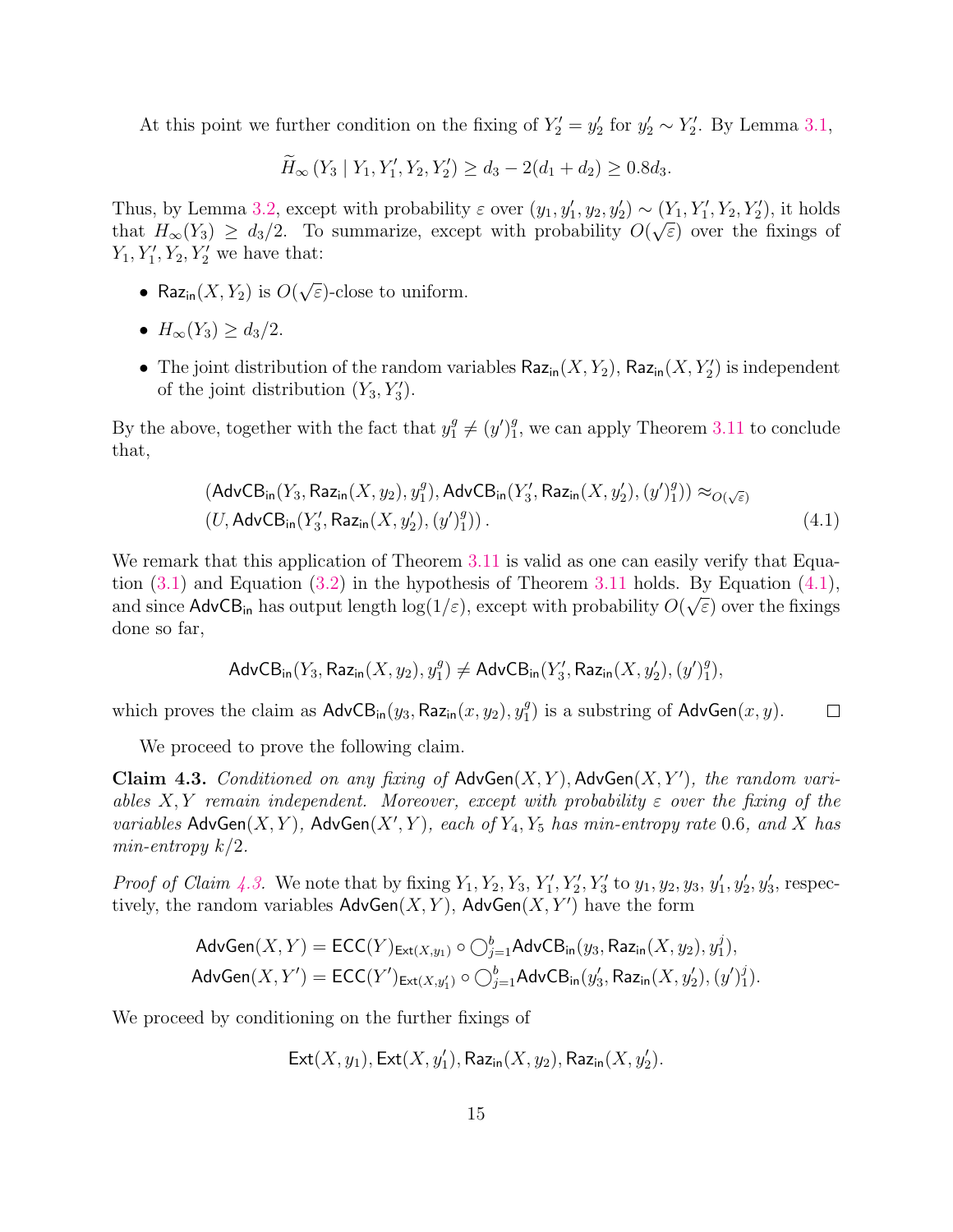At this point we further condition on the fixing of $Y_2' = y_2'$ for $y_2' \sim Y_2'$. By Lemma 3.1,

$$\widetilde{H}_\infty\left(Y_3 \mid Y_1, Y_1', Y_2, Y_2'\right) \geq d_3 - 2(d_1 + d_2) \geq 0.8 d_3.$$

Thus, by Lemma 3.2, except with probability $\varepsilon$ over $(y_1, y_1', y_2, y_2') \sim (Y_1, Y_1', Y_2, Y_2')$, it holds that $H_\infty(Y_3) \geq d_3/2$. To summarize, except with probability $O(\sqrt{\varepsilon})$ over the fixings of $Y_1, Y_1', Y_2, Y_2'$ we have that:

- $\mathsf{Raz_{in}}(X, Y_2)$ is $O(\sqrt{\varepsilon})$-close to uniform.
- $H_\infty(Y_3) \geq d_3/2$.
- The joint distribution of the random variables $\mathsf{Raz_{in}}(X, Y_2)$, $\mathsf{Raz_{in}}(X, Y_2')$ is independent of the joint distribution $(Y_3, Y_3')$.

By the above, together with the fact that $y_1^g \neq (y')_1^g$, we can apply Theorem 3.11 to conclude that,

$$\begin{aligned}&(\mathsf{AdvCB_{in}}(Y_3, \mathsf{Raz_{in}}(X, y_2), y_1^g), \mathsf{AdvCB_{in}}(Y_3', \mathsf{Raz_{in}}(X, y_2'), (y')_1^g)) \approx_{O(\sqrt{\varepsilon})} \\ &(U, \mathsf{AdvCB_{in}}(Y_3', \mathsf{Raz_{in}}(X, y_2'), (y')_1^g)).\end{aligned} \tag{4.1}$$

We remark that this application of Theorem 3.11 is valid as one can easily verify that Equation (3.1) and Equation (3.2) in the hypothesis of Theorem 3.11 holds. By Equation (4.1), and since $\mathsf{AdvCB_{in}}$ has output length $\log(1/\varepsilon)$, except with probability $O(\sqrt{\varepsilon})$ over the fixings done so far,

$$\mathsf{AdvCB_{in}}(Y_3, \mathsf{Raz_{in}}(X, y_2), y_1^g) \neq \mathsf{AdvCB_{in}}(Y_3', \mathsf{Raz_{in}}(X, y_2'), (y')_1^g),$$

which proves the claim as $\mathsf{AdvCB_{in}}(y_3, \mathsf{Raz_{in}}(x, y_2), y_1^g)$ is a substring of $\mathsf{AdvGen}(x, y)$. □

We proceed to prove the following claim.

**Claim 4.3.** *Conditioned on any fixing of* $\mathsf{AdvGen}(X, Y), \mathsf{AdvGen}(X, Y')$*, the random variables* $X, Y$ *remain independent. Moreover, except with probability* $\varepsilon$ *over the fixing of the variables* $\mathsf{AdvGen}(X, Y)$*,* $\mathsf{AdvGen}(X', Y)$*, each of* $Y_4, Y_5$ *has min-entropy rate* $0.6$*, and* $X$ *has min-entropy* $k/2$*.*

*Proof of Claim 4.3.* We note that by fixing $Y_1, Y_2, Y_3, Y_1', Y_2', Y_3'$ to $y_1, y_2, y_3, y_1', y_2', y_3'$, respectively, the random variables $\mathsf{AdvGen}(X, Y)$, $\mathsf{AdvGen}(X, Y')$ have the form

$$\begin{aligned}\mathsf{AdvGen}(X, Y) &= \mathsf{ECC}(Y)_{\mathsf{Ext}(X, y_1)} \circ \bigcirc_{j=1}^{b} \mathsf{AdvCB_{in}}(y_3, \mathsf{Raz_{in}}(X, y_2), y_1^j), \\ \mathsf{AdvGen}(X, Y') &= \mathsf{ECC}(Y')_{\mathsf{Ext}(X, y_1')} \circ \bigcirc_{j=1}^{b} \mathsf{AdvCB_{in}}(y_3', \mathsf{Raz_{in}}(X, y_2'), (y')_1^j).\end{aligned}$$

We proceed by conditioning on the further fixings of

$$\mathsf{Ext}(X, y_1), \mathsf{Ext}(X, y_1'), \mathsf{Raz_{in}}(X, y_2), \mathsf{Raz_{in}}(X, y_2').$$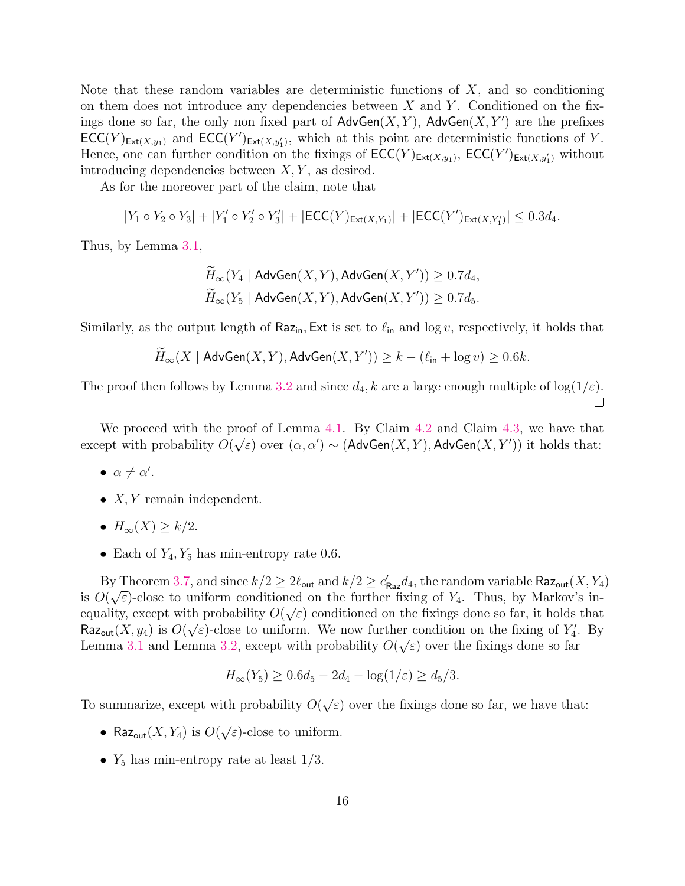Note that these random variables are deterministic functions of $X$, and so conditioning on them does not introduce any dependencies between $X$ and $Y$. Conditioned on the fixings done so far, the only non fixed part of $\mathsf{AdvGen}(X,Y)$, $\mathsf{AdvGen}(X,Y')$ are the prefixes $\mathsf{ECC}(Y)_{\mathsf{Ext}(X,y_1)}$ and $\mathsf{ECC}(Y')_{\mathsf{Ext}(X,y_1')}$, which at this point are deterministic functions of $Y$. Hence, one can further condition on the fixings of $\mathsf{ECC}(Y)_{\mathsf{Ext}(X,y_1)}$, $\mathsf{ECC}(Y')_{\mathsf{Ext}(X,y_1')}$ without introducing dependencies between $X, Y$, as desired.

As for the moreover part of the claim, note that

$$|Y_1 \circ Y_2 \circ Y_3| + |Y_1' \circ Y_2' \circ Y_3'| + |\mathsf{ECC}(Y)_{\mathsf{Ext}(X,Y_1)}| + |\mathsf{ECC}(Y')_{\mathsf{Ext}(X,Y_1')}| \leq 0.3d_4.$$

Thus, by Lemma 3.1,

$$\widetilde{H}_\infty(Y_4 \mid \mathsf{AdvGen}(X,Y), \mathsf{AdvGen}(X,Y')) \geq 0.7d_4,$$
$$\widetilde{H}_\infty(Y_5 \mid \mathsf{AdvGen}(X,Y), \mathsf{AdvGen}(X,Y')) \geq 0.7d_5.$$

Similarly, as the output length of $\mathsf{Raz_{in}}, \mathsf{Ext}$ is set to $\ell_{\mathsf{in}}$ and $\log v$, respectively, it holds that

$$\widetilde{H}_\infty(X \mid \mathsf{AdvGen}(X,Y), \mathsf{AdvGen}(X,Y')) \geq k - (\ell_{\mathsf{in}} + \log v) \geq 0.6k.$$

The proof then follows by Lemma 3.2 and since $d_4, k$ are a large enough multiple of $\log(1/\varepsilon)$. □

We proceed with the proof of Lemma 4.1. By Claim 4.2 and Claim 4.3, we have that except with probability $O(\sqrt{\varepsilon})$ over $(\alpha, \alpha') \sim (\mathsf{AdvGen}(X,Y), \mathsf{AdvGen}(X,Y'))$ it holds that:

- $\alpha \neq \alpha'$.
- $X, Y$ remain independent.
- $H_\infty(X) \geq k/2$.
- Each of $Y_4, Y_5$ has min-entropy rate 0.6.

By Theorem 3.7, and since $k/2 \geq 2\ell_{\mathsf{out}}$ and $k/2 \geq c'_{\mathsf{Raz}} d_4$, the random variable $\mathsf{Raz_{out}}(X, Y_4)$ is $O(\sqrt{\varepsilon})$-close to uniform conditioned on the further fixing of $Y_4$. Thus, by Markov's inequality, except with probability $O(\sqrt{\varepsilon})$ conditioned on the fixings done so far, it holds that $\mathsf{Raz_{out}}(X, y_4)$ is $O(\sqrt{\varepsilon})$-close to uniform. We now further condition on the fixing of $Y_4'$. By Lemma 3.1 and Lemma 3.2, except with probability $O(\sqrt{\varepsilon})$ over the fixings done so far

$$H_\infty(Y_5) \geq 0.6d_5 - 2d_4 - \log(1/\varepsilon) \geq d_5/3.$$

To summarize, except with probability $O(\sqrt{\varepsilon})$ over the fixings done so far, we have that:

- $\mathsf{Raz_{out}}(X, Y_4)$ is $O(\sqrt{\varepsilon})$-close to uniform.
- $Y_5$ has min-entropy rate at least $1/3$.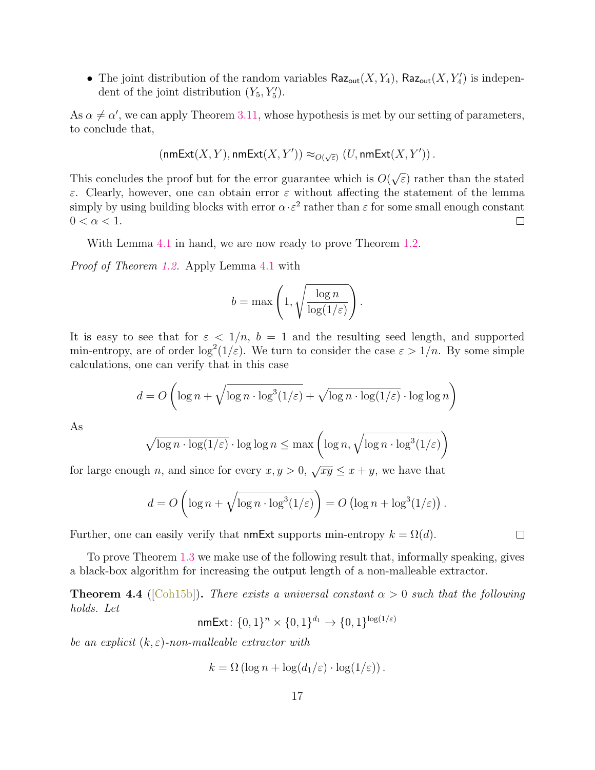- The joint distribution of the random variables $\mathsf{Raz}_{\mathsf{out}}(X, Y_4)$, $\mathsf{Raz}_{\mathsf{out}}(X, Y_4')$ is independent of the joint distribution $(Y_5, Y_5')$.

As $\alpha \neq \alpha'$, we can apply Theorem 3.11, whose hypothesis is met by our setting of parameters, to conclude that,

$$(\mathsf{nmExt}(X, Y), \mathsf{nmExt}(X, Y')) \approx_{O(\sqrt{\varepsilon})} (U, \mathsf{nmExt}(X, Y')) \,.$$

This concludes the proof but for the error guarantee which is $O(\sqrt{\varepsilon})$ rather than the stated $\varepsilon$. Clearly, however, one can obtain error $\varepsilon$ without affecting the statement of the lemma simply by using building blocks with error $\alpha \cdot \varepsilon^2$ rather than $\varepsilon$ for some small enough constant $0 < \alpha < 1$. ◻

With Lemma 4.1 in hand, we are now ready to prove Theorem 1.2.

*Proof of Theorem 1.2.* Apply Lemma 4.1 with

$$b = \max\left(1, \sqrt{\frac{\log n}{\log(1/\varepsilon)}}\right).$$

It is easy to see that for $\varepsilon < 1/n$, $b = 1$ and the resulting seed length, and supported min-entropy, are of order $\log^2(1/\varepsilon)$. We turn to consider the case $\varepsilon > 1/n$. By some simple calculations, one can verify that in this case

$$d = O\left(\log n + \sqrt{\log n \cdot \log^3(1/\varepsilon)} + \sqrt{\log n \cdot \log(1/\varepsilon)} \cdot \log\log n\right)$$

As

$$\sqrt{\log n \cdot \log(1/\varepsilon)} \cdot \log\log n \leq \max\left(\log n, \sqrt{\log n \cdot \log^3(1/\varepsilon)}\right)$$

for large enough $n$, and since for every $x, y > 0$, $\sqrt{xy} \leq x + y$, we have that

$$d = O\left(\log n + \sqrt{\log n \cdot \log^3(1/\varepsilon)}\right) = O\left(\log n + \log^3(1/\varepsilon)\right).$$

Further, one can easily verify that $\mathsf{nmExt}$ supports min-entropy $k = \Omega(d)$. ◻

To prove Theorem 1.3 we make use of the following result that, informally speaking, gives a black-box algorithm for increasing the output length of a non-malleable extractor.

**Theorem 4.4** ([Coh15b])**.** *There exists a universal constant $\alpha > 0$ such that the following holds. Let*

$$\mathsf{nmExt} \colon \{0,1\}^n \times \{0,1\}^{d_1} \to \{0,1\}^{\log(1/\varepsilon)}$$

*be an explicit $(k, \varepsilon)$-non-malleable extractor with*

$$k = \Omega\left(\log n + \log(d_1/\varepsilon) \cdot \log(1/\varepsilon)\right).$$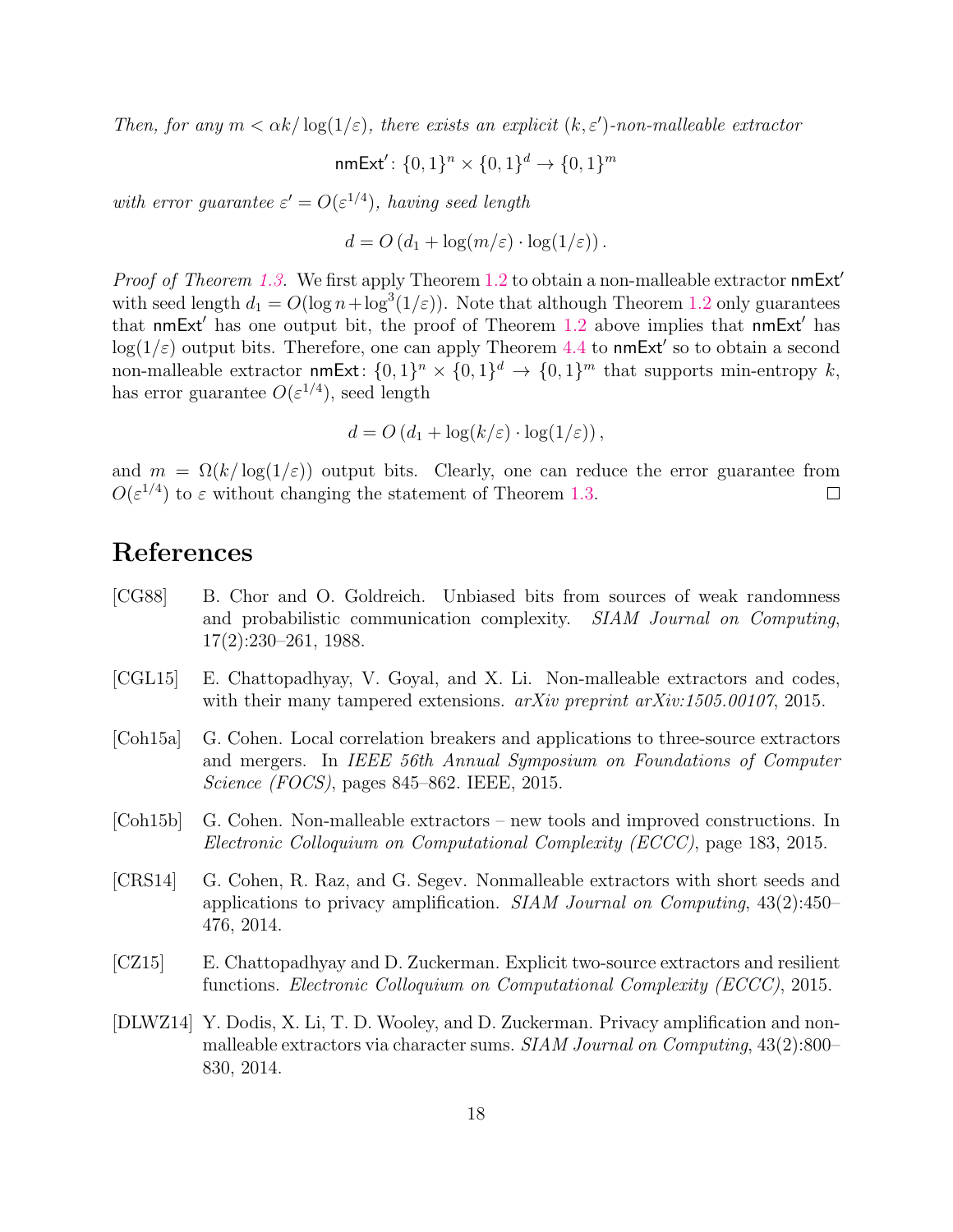*Then, for any $m < \alpha k/\log(1/\varepsilon)$, there exists an explicit $(k, \varepsilon')$-non-malleable extractor*

$$\mathsf{nmExt}' \colon \{0,1\}^n \times \{0,1\}^d \to \{0,1\}^m$$

*with error guarantee $\varepsilon' = O(\varepsilon^{1/4})$, having seed length*

$$d = O\left(d_1 + \log(m/\varepsilon) \cdot \log(1/\varepsilon)\right).$$

*Proof of Theorem 1.3.* We first apply Theorem 1.2 to obtain a non-malleable extractor $\mathsf{nmExt}'$ with seed length $d_1 = O(\log n + \log^3(1/\varepsilon))$. Note that although Theorem 1.2 only guarantees that $\mathsf{nmExt}'$ has one output bit, the proof of Theorem 1.2 above implies that $\mathsf{nmExt}'$ has $\log(1/\varepsilon)$ output bits. Therefore, one can apply Theorem 4.4 to $\mathsf{nmExt}'$ so to obtain a second non-malleable extractor $\mathsf{nmExt} \colon \{0,1\}^n \times \{0,1\}^d \to \{0,1\}^m$ that supports min-entropy $k$, has error guarantee $O(\varepsilon^{1/4})$, seed length

$$d = O\left(d_1 + \log(k/\varepsilon) \cdot \log(1/\varepsilon)\right),$$

and $m = \Omega(k/\log(1/\varepsilon))$ output bits. Clearly, one can reduce the error guarantee from $O(\varepsilon^{1/4})$ to $\varepsilon$ without changing the statement of Theorem 1.3. ☐

# References

[CG88] B. Chor and O. Goldreich. Unbiased bits from sources of weak randomness and probabilistic communication complexity. *SIAM Journal on Computing*, 17(2):230–261, 1988.

[CGL15] E. Chattopadhyay, V. Goyal, and X. Li. Non-malleable extractors and codes, with their many tampered extensions. *arXiv preprint arXiv:1505.00107*, 2015.

[Coh15a] G. Cohen. Local correlation breakers and applications to three-source extractors and mergers. In *IEEE 56th Annual Symposium on Foundations of Computer Science (FOCS)*, pages 845–862. IEEE, 2015.

[Coh15b] G. Cohen. Non-malleable extractors – new tools and improved constructions. In *Electronic Colloquium on Computational Complexity (ECCC)*, page 183, 2015.

[CRS14] G. Cohen, R. Raz, and G. Segev. Nonmalleable extractors with short seeds and applications to privacy amplification. *SIAM Journal on Computing*, 43(2):450–476, 2014.

[CZ15] E. Chattopadhyay and D. Zuckerman. Explicit two-source extractors and resilient functions. *Electronic Colloquium on Computational Complexity (ECCC)*, 2015.

[DLWZ14] Y. Dodis, X. Li, T. D. Wooley, and D. Zuckerman. Privacy amplification and non-malleable extractors via character sums. *SIAM Journal on Computing*, 43(2):800–830, 2014.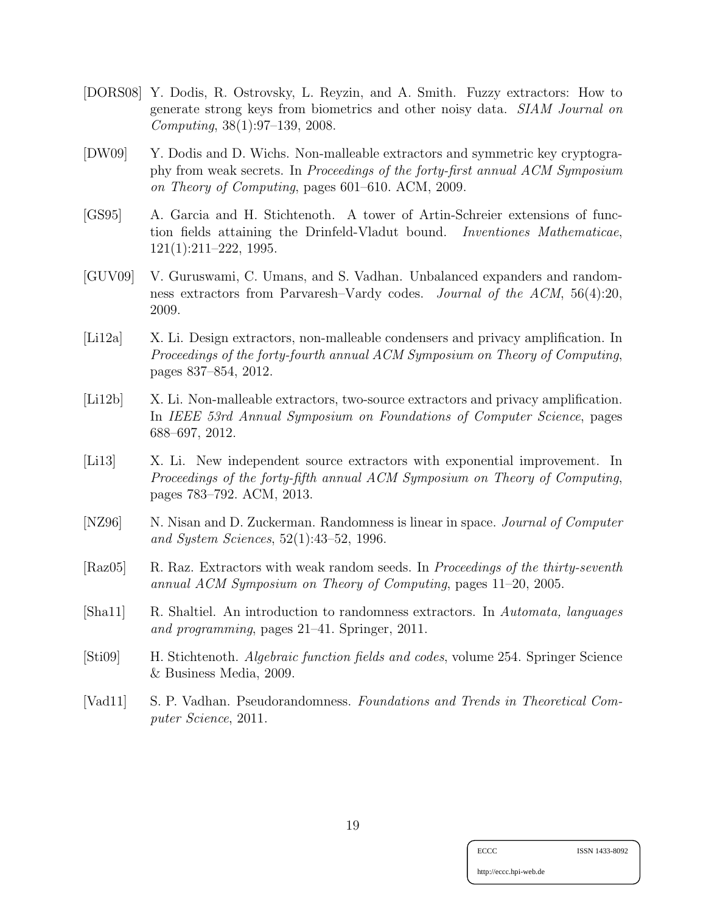[DORS08] Y. Dodis, R. Ostrovsky, L. Reyzin, and A. Smith. Fuzzy extractors: How to generate strong keys from biometrics and other noisy data. *SIAM Journal on Computing*, 38(1):97–139, 2008.

[DW09] Y. Dodis and D. Wichs. Non-malleable extractors and symmetric key cryptography from weak secrets. In *Proceedings of the forty-first annual ACM Symposium on Theory of Computing*, pages 601–610. ACM, 2009.

[GS95] A. Garcia and H. Stichtenoth. A tower of Artin-Schreier extensions of function fields attaining the Drinfeld-Vladut bound. *Inventiones Mathematicae*, 121(1):211–222, 1995.

[GUV09] V. Guruswami, C. Umans, and S. Vadhan. Unbalanced expanders and randomness extractors from Parvaresh–Vardy codes. *Journal of the ACM*, 56(4):20, 2009.

[Li12a] X. Li. Design extractors, non-malleable condensers and privacy amplification. In *Proceedings of the forty-fourth annual ACM Symposium on Theory of Computing*, pages 837–854, 2012.

[Li12b] X. Li. Non-malleable extractors, two-source extractors and privacy amplification. In *IEEE 53rd Annual Symposium on Foundations of Computer Science*, pages 688–697, 2012.

[Li13] X. Li. New independent source extractors with exponential improvement. In *Proceedings of the forty-fifth annual ACM Symposium on Theory of Computing*, pages 783–792. ACM, 2013.

[NZ96] N. Nisan and D. Zuckerman. Randomness is linear in space. *Journal of Computer and System Sciences*, 52(1):43–52, 1996.

[Raz05] R. Raz. Extractors with weak random seeds. In *Proceedings of the thirty-seventh annual ACM Symposium on Theory of Computing*, pages 11–20, 2005.

[Sha11] R. Shaltiel. An introduction to randomness extractors. In *Automata, languages and programming*, pages 21–41. Springer, 2011.

[Sti09] H. Stichtenoth. *Algebraic function fields and codes*, volume 254. Springer Science & Business Media, 2009.

[Vad11] S. P. Vadhan. Pseudorandomness. *Foundations and Trends in Theoretical Computer Science*, 2011.

ECCC ISSN 1433-8092

http://eccc.hpi-web.de